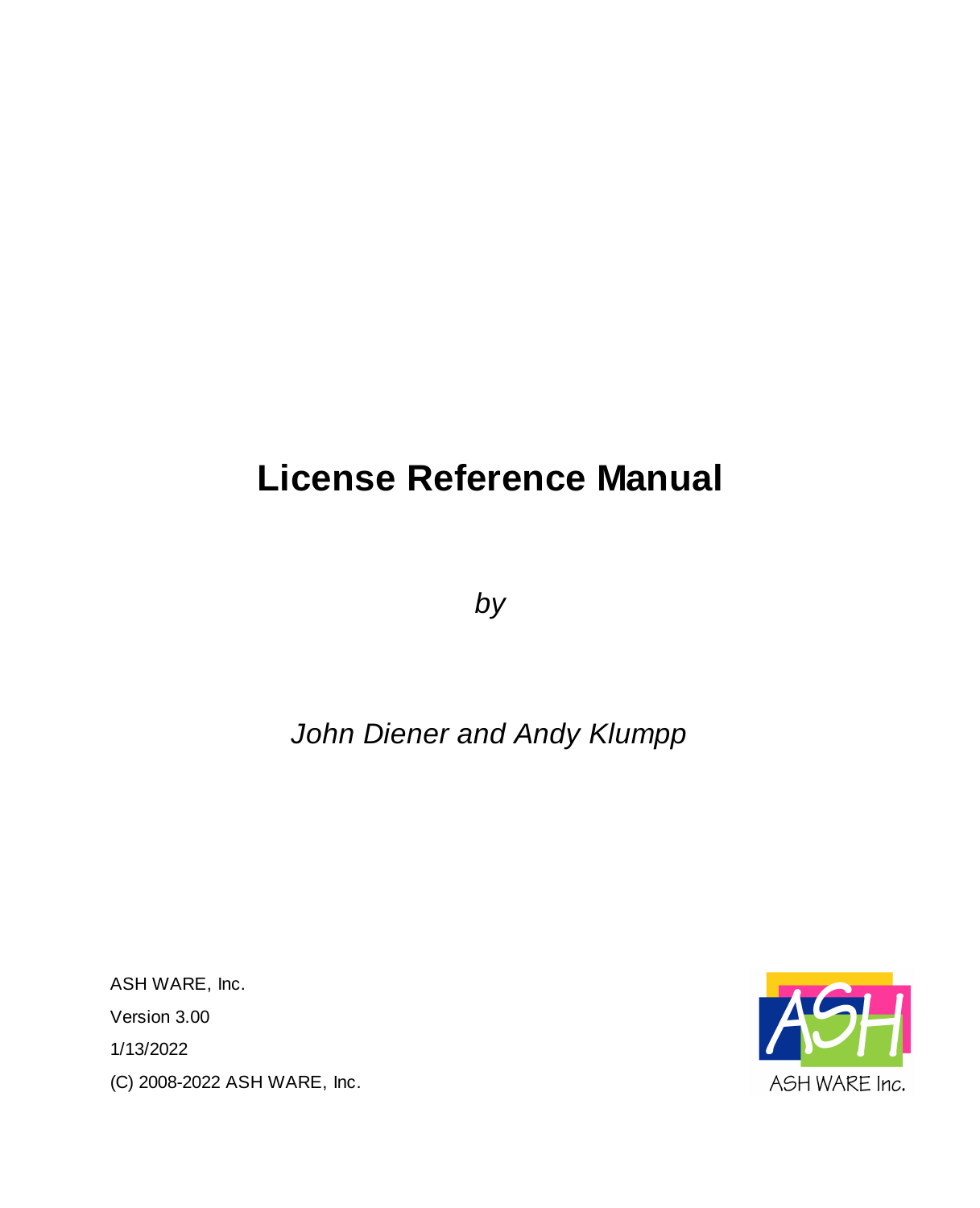# License Reference Manual

*by*

*John Diener and Andy Klumpp*

ASH WARE, Inc.

Version 3.00

1/13/2022

(C) 2008-2022 ASH WARE, Inc.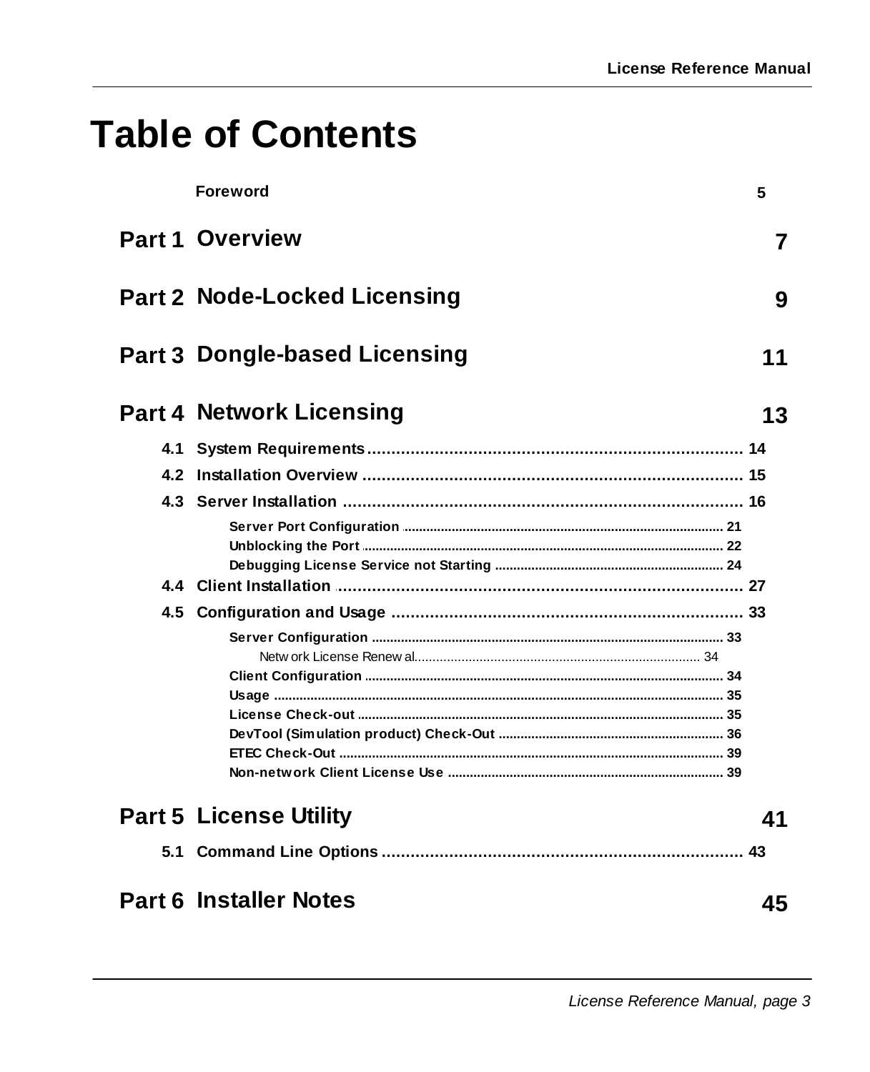# Table of Contents

Foreword 5

**Part 1 Overview** 7

**Part 2 Node-Locked Licensing** 9

**Part 3 Dongle-based Licensing** 11

**Part 4 Network Licensing** 13

- 4.1 System Requirements .... 14
- 4.2 Installation Overview .... 15
- 4.3 Server Installation .... 16
  - Server Port Configuration .... 21
  - Unblocking the Port .... 22
  - Debugging License Service not Starting .... 24
- 4.4 Client Installation .... 27
- 4.5 Configuration and Usage .... 33
  - Server Configuration .... 33
    - Network License Renewal .... 34
  - Client Configuration .... 34
  - Usage .... 35
  - License Check-out .... 35
  - DevTool (Simulation product) Check-Out .... 36
  - ETEC Check-Out .... 39
  - Non-network Client License Use .... 39

**Part 5 License Utility** 41

- 5.1 Command Line Options .... 43

**Part 6 Installer Notes** 45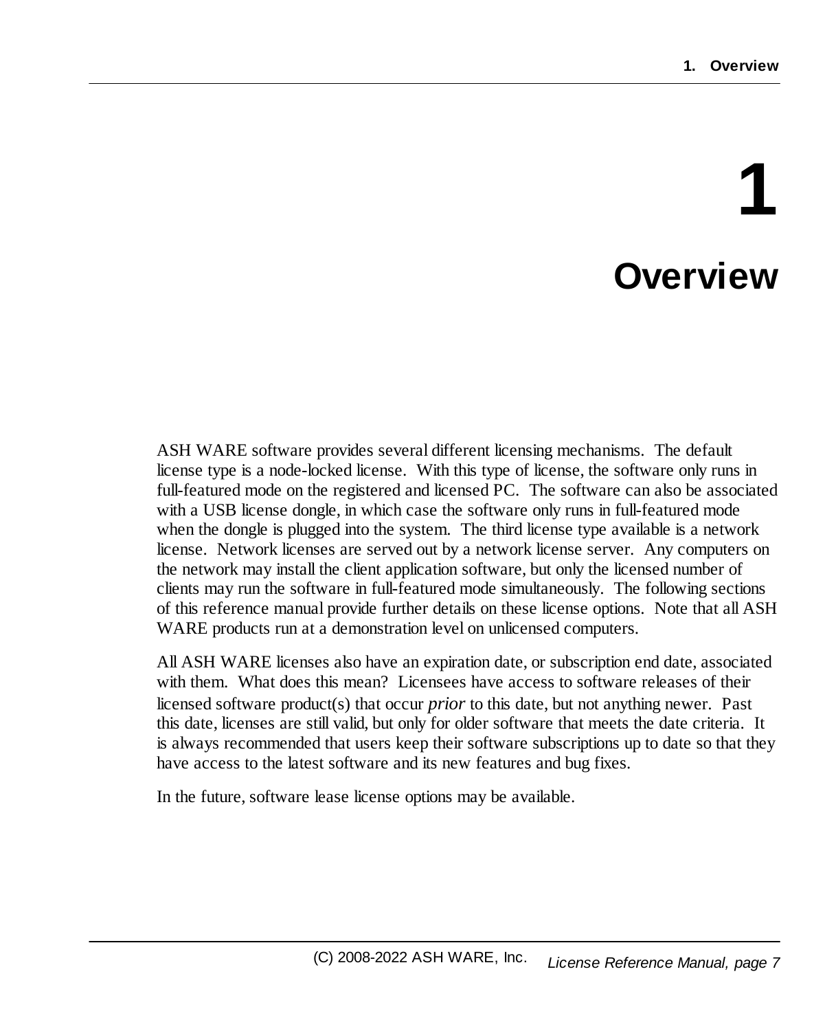# 1 Overview

ASH WARE software provides several different licensing mechanisms. The default license type is a node-locked license. With this type of license, the software only runs in full-featured mode on the registered and licensed PC. The software can also be associated with a USB license dongle, in which case the software only runs in full-featured mode when the dongle is plugged into the system. The third license type available is a network license. Network licenses are served out by a network license server. Any computers on the network may install the client application software, but only the licensed number of clients may run the software in full-featured mode simultaneously. The following sections of this reference manual provide further details on these license options. Note that all ASH WARE products run at a demonstration level on unlicensed computers.

All ASH WARE licenses also have an expiration date, or subscription end date, associated with them. What does this mean? Licensees have access to software releases of their licensed software product(s) that occur *prior* to this date, but not anything newer. Past this date, licenses are still valid, but only for older software that meets the date criteria. It is always recommended that users keep their software subscriptions up to date so that they have access to the latest software and its new features and bug fixes.

In the future, software lease license options may be available.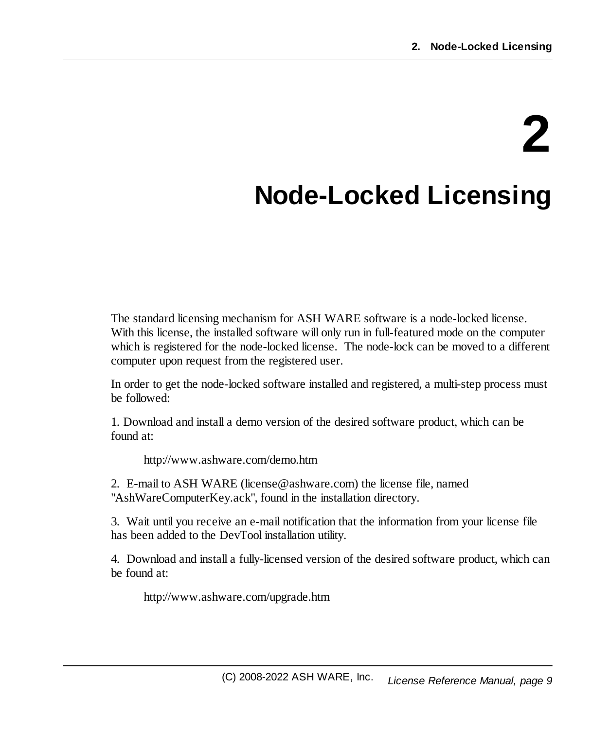# 2 Node-Locked Licensing

The standard licensing mechanism for ASH WARE software is a node-locked license. With this license, the installed software will only run in full-featured mode on the computer which is registered for the node-locked license. The node-lock can be moved to a different computer upon request from the registered user.

In order to get the node-locked software installed and registered, a multi-step process must be followed:

1. Download and install a demo version of the desired software product, which can be found at:

   http://www.ashware.com/demo.htm

2. E-mail to ASH WARE (license@ashware.com) the license file, named "AshWareComputerKey.ack", found in the installation directory.

3. Wait until you receive an e-mail notification that the information from your license file has been added to the DevTool installation utility.

4. Download and install a fully-licensed version of the desired software product, which can be found at:

   http://www.ashware.com/upgrade.htm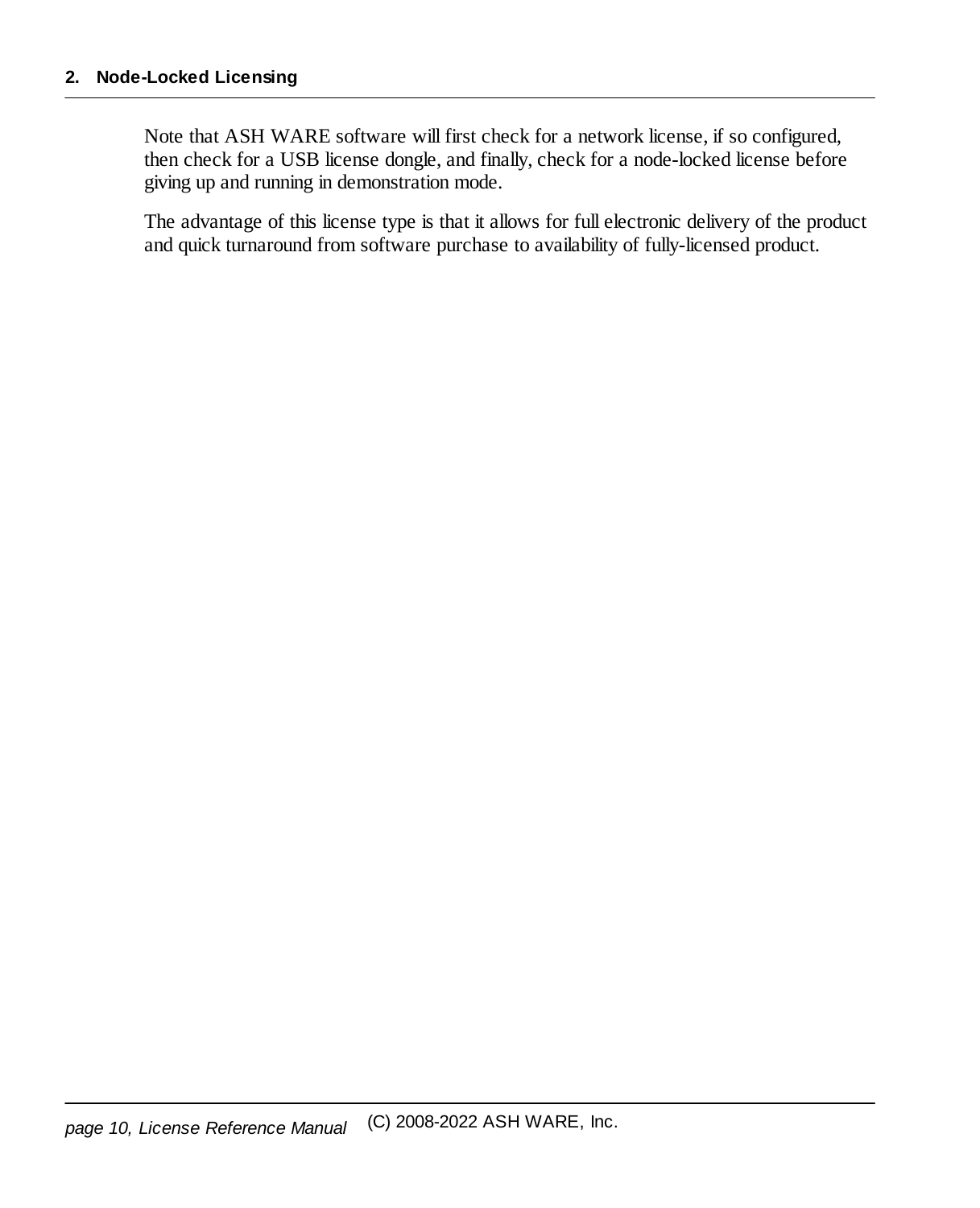Note that ASH WARE software will first check for a network license, if so configured, then check for a USB license dongle, and finally, check for a node-locked license before giving up and running in demonstration mode.

The advantage of this license type is that it allows for full electronic delivery of the product and quick turnaround from software purchase to availability of fully-licensed product.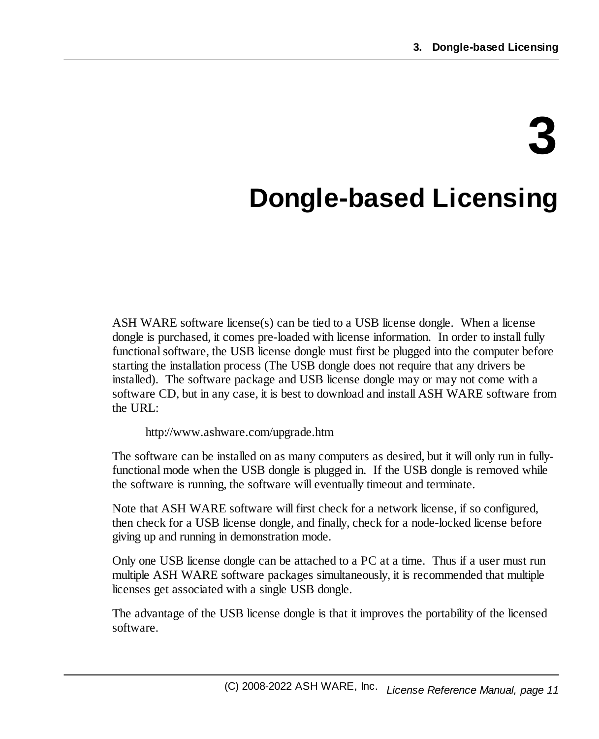# 3 Dongle-based Licensing

ASH WARE software license(s) can be tied to a USB license dongle. When a license dongle is purchased, it comes pre-loaded with license information. In order to install fully functional software, the USB license dongle must first be plugged into the computer before starting the installation process (The USB dongle does not require that any drivers be installed). The software package and USB license dongle may or may not come with a software CD, but in any case, it is best to download and install ASH WARE software from the URL:

> http://www.ashware.com/upgrade.htm

The software can be installed on as many computers as desired, but it will only run in fully-functional mode when the USB dongle is plugged in. If the USB dongle is removed while the software is running, the software will eventually timeout and terminate.

Note that ASH WARE software will first check for a network license, if so configured, then check for a USB license dongle, and finally, check for a node-locked license before giving up and running in demonstration mode.

Only one USB license dongle can be attached to a PC at a time. Thus if a user must run multiple ASH WARE software packages simultaneously, it is recommended that multiple licenses get associated with a single USB dongle.

The advantage of the USB license dongle is that it improves the portability of the licensed software.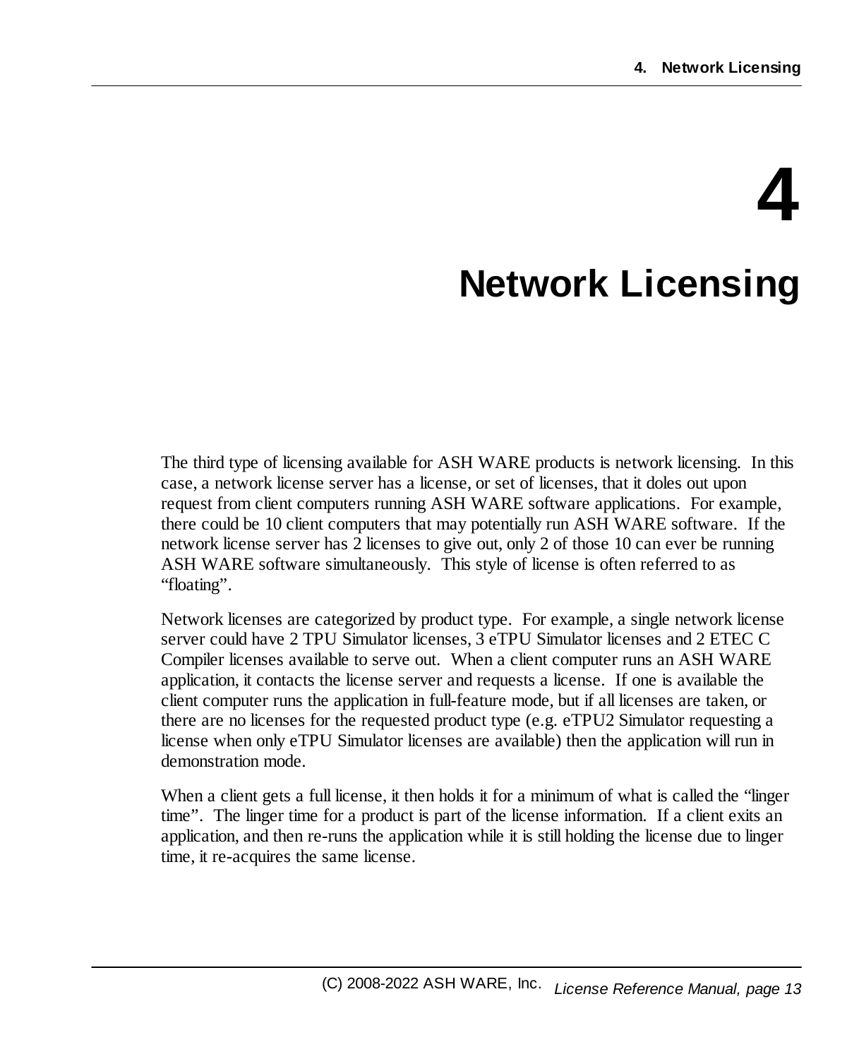# 4 Network Licensing

The third type of licensing available for ASH WARE products is network licensing. In this case, a network license server has a license, or set of licenses, that it doles out upon request from client computers running ASH WARE software applications. For example, there could be 10 client computers that may potentially run ASH WARE software. If the network license server has 2 licenses to give out, only 2 of those 10 can ever be running ASH WARE software simultaneously. This style of license is often referred to as "floating".

Network licenses are categorized by product type. For example, a single network license server could have 2 TPU Simulator licenses, 3 eTPU Simulator licenses and 2 ETEC C Compiler licenses available to serve out. When a client computer runs an ASH WARE application, it contacts the license server and requests a license. If one is available the client computer runs the application in full-feature mode, but if all licenses are taken, or there are no licenses for the requested product type (e.g. eTPU2 Simulator requesting a license when only eTPU Simulator licenses are available) then the application will run in demonstration mode.

When a client gets a full license, it then holds it for a minimum of what is called the "linger time". The linger time for a product is part of the license information. If a client exits an application, and then re-runs the application while it is still holding the license due to linger time, it re-acquires the same license.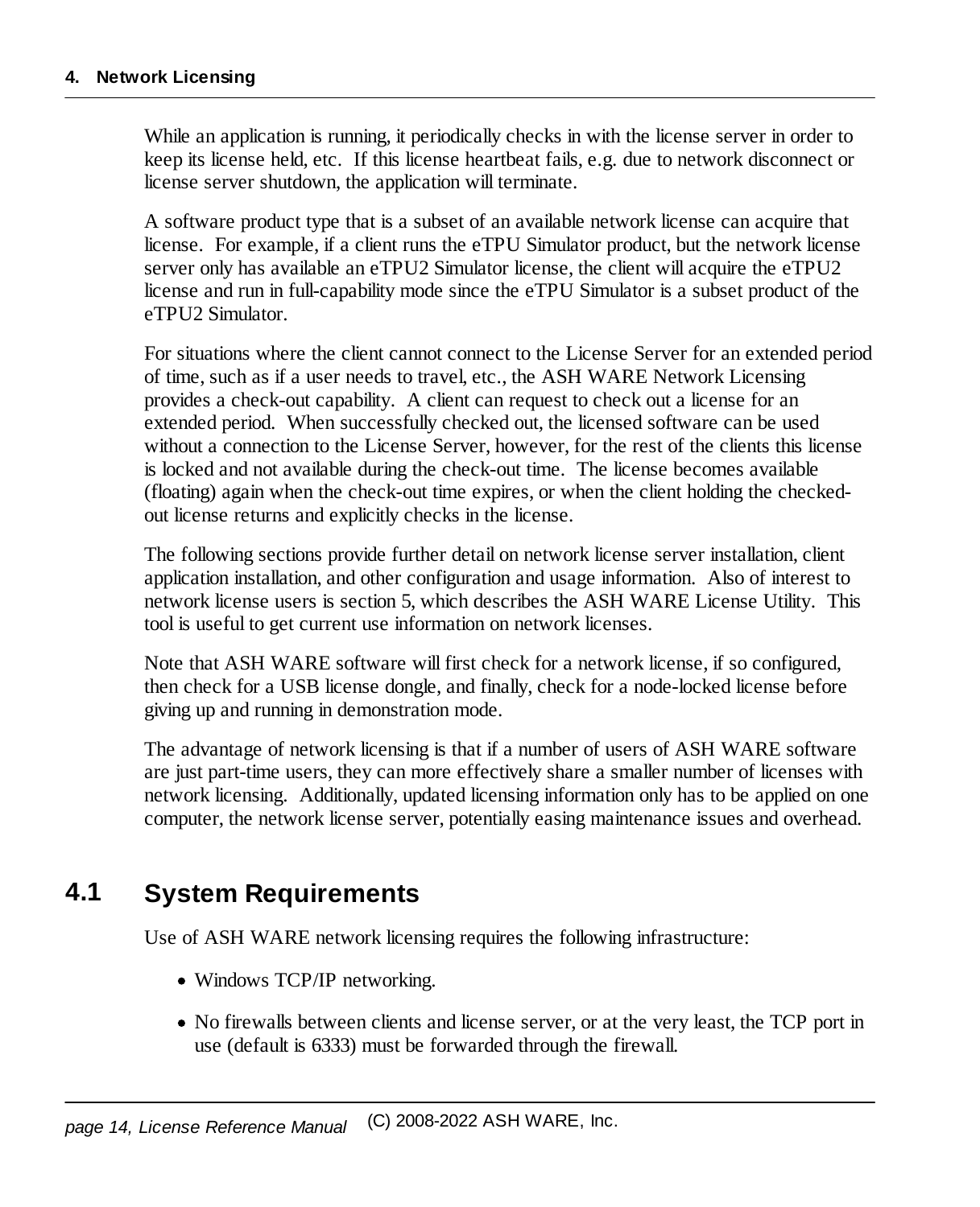While an application is running, it periodically checks in with the license server in order to keep its license held, etc. If this license heartbeat fails, e.g. due to network disconnect or license server shutdown, the application will terminate.

A software product type that is a subset of an available network license can acquire that license. For example, if a client runs the eTPU Simulator product, but the network license server only has available an eTPU2 Simulator license, the client will acquire the eTPU2 license and run in full-capability mode since the eTPU Simulator is a subset product of the eTPU2 Simulator.

For situations where the client cannot connect to the License Server for an extended period of time, such as if a user needs to travel, etc., the ASH WARE Network Licensing provides a check-out capability. A client can request to check out a license for an extended period. When successfully checked out, the licensed software can be used without a connection to the License Server, however, for the rest of the clients this license is locked and not available during the check-out time. The license becomes available (floating) again when the check-out time expires, or when the client holding the checked-out license returns and explicitly checks in the license.

The following sections provide further detail on network license server installation, client application installation, and other configuration and usage information. Also of interest to network license users is section 5, which describes the ASH WARE License Utility. This tool is useful to get current use information on network licenses.

Note that ASH WARE software will first check for a network license, if so configured, then check for a USB license dongle, and finally, check for a node-locked license before giving up and running in demonstration mode.

The advantage of network licensing is that if a number of users of ASH WARE software are just part-time users, they can more effectively share a smaller number of licenses with network licensing. Additionally, updated licensing information only has to be applied on one computer, the network license server, potentially easing maintenance issues and overhead.

## 4.1 System Requirements

Use of ASH WARE network licensing requires the following infrastructure:

- Windows TCP/IP networking.
- No firewalls between clients and license server, or at the very least, the TCP port in use (default is 6333) must be forwarded through the firewall.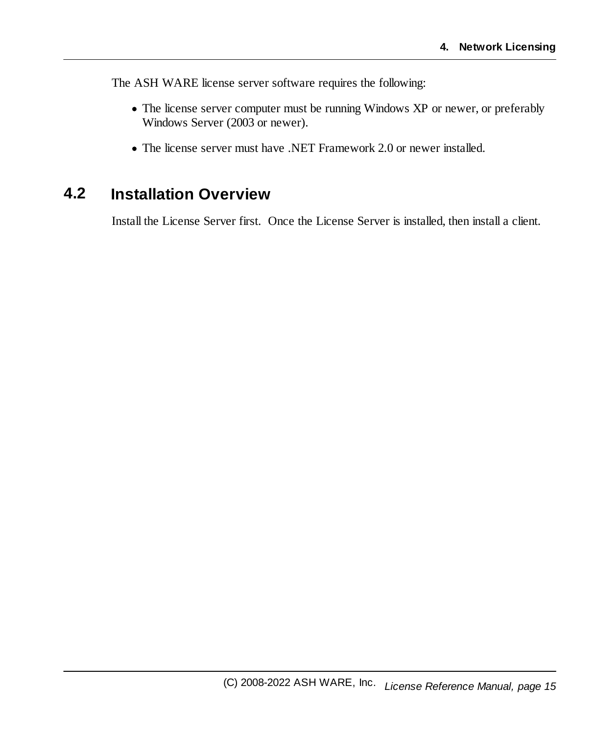The ASH WARE license server software requires the following:

- The license server computer must be running Windows XP or newer, or preferably Windows Server (2003 or newer).
- The license server must have .NET Framework 2.0 or newer installed.

## 4.2 Installation Overview

Install the License Server first. Once the License Server is installed, then install a client.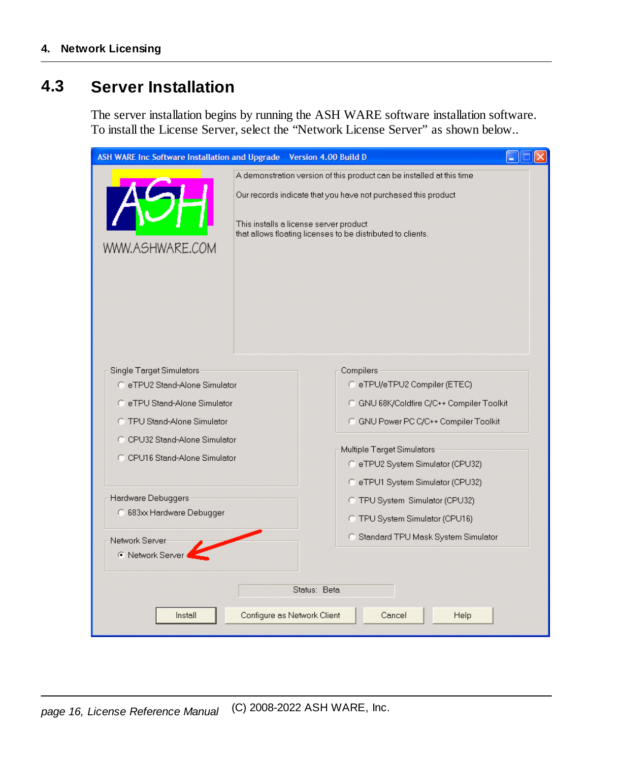## 4.3 Server Installation

The server installation begins by running the ASH WARE software installation software. To install the License Server, select the "Network License Server" as shown below..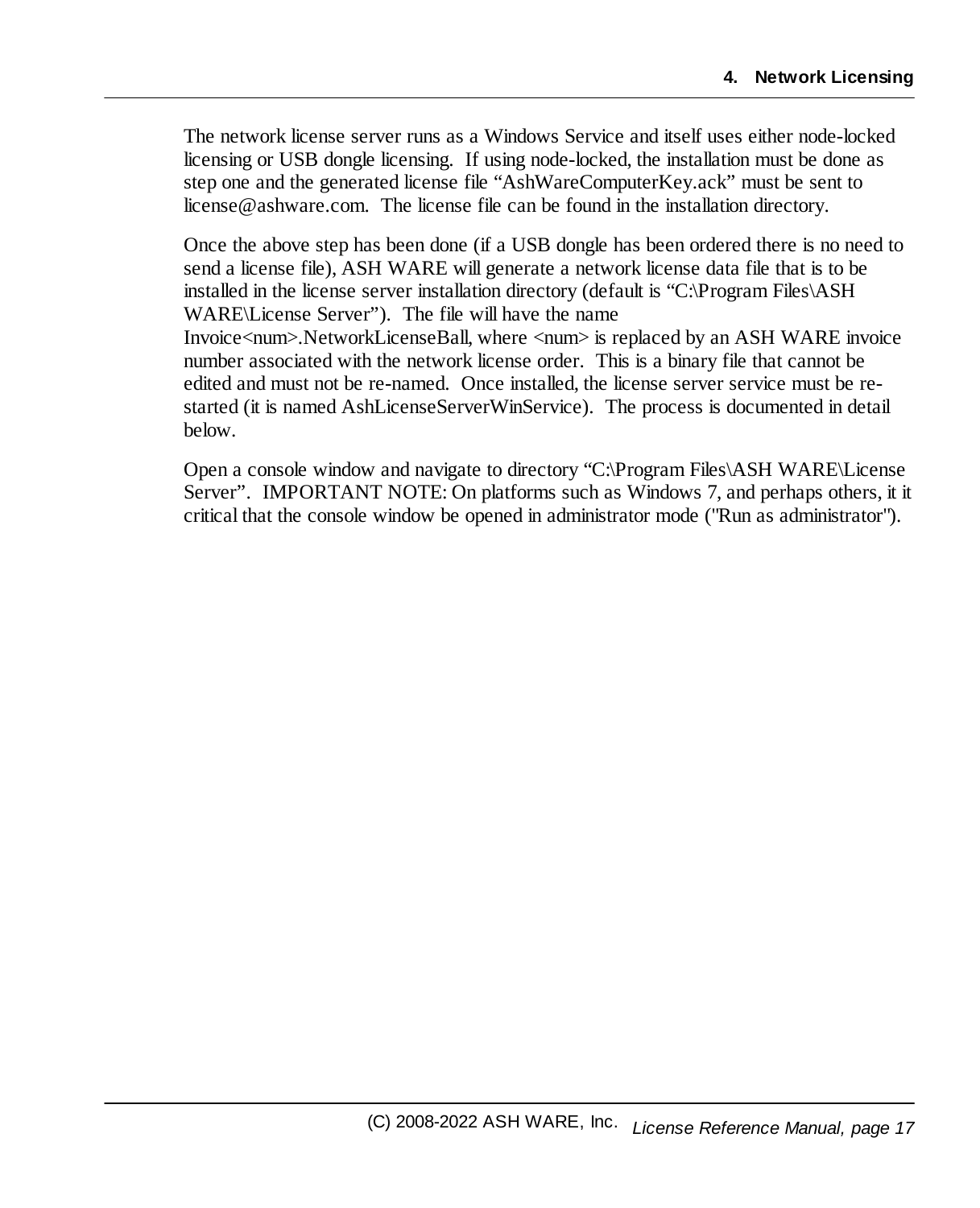The network license server runs as a Windows Service and itself uses either node-locked licensing or USB dongle licensing. If using node-locked, the installation must be done as step one and the generated license file "AshWareComputerKey.ack" must be sent to license@ashware.com. The license file can be found in the installation directory.

Once the above step has been done (if a USB dongle has been ordered there is no need to send a license file), ASH WARE will generate a network license data file that is to be installed in the license server installation directory (default is "C:\Program Files\ASH WARE\License Server"). The file will have the name Invoice<num>.NetworkLicenseBall, where <num> is replaced by an ASH WARE invoice number associated with the network license order. This is a binary file that cannot be edited and must not be re-named. Once installed, the license server service must be re-started (it is named AshLicenseServerWinService). The process is documented in detail below.

Open a console window and navigate to directory "C:\Program Files\ASH WARE\License Server". IMPORTANT NOTE: On platforms such as Windows 7, and perhaps others, it it critical that the console window be opened in administrator mode ("Run as administrator").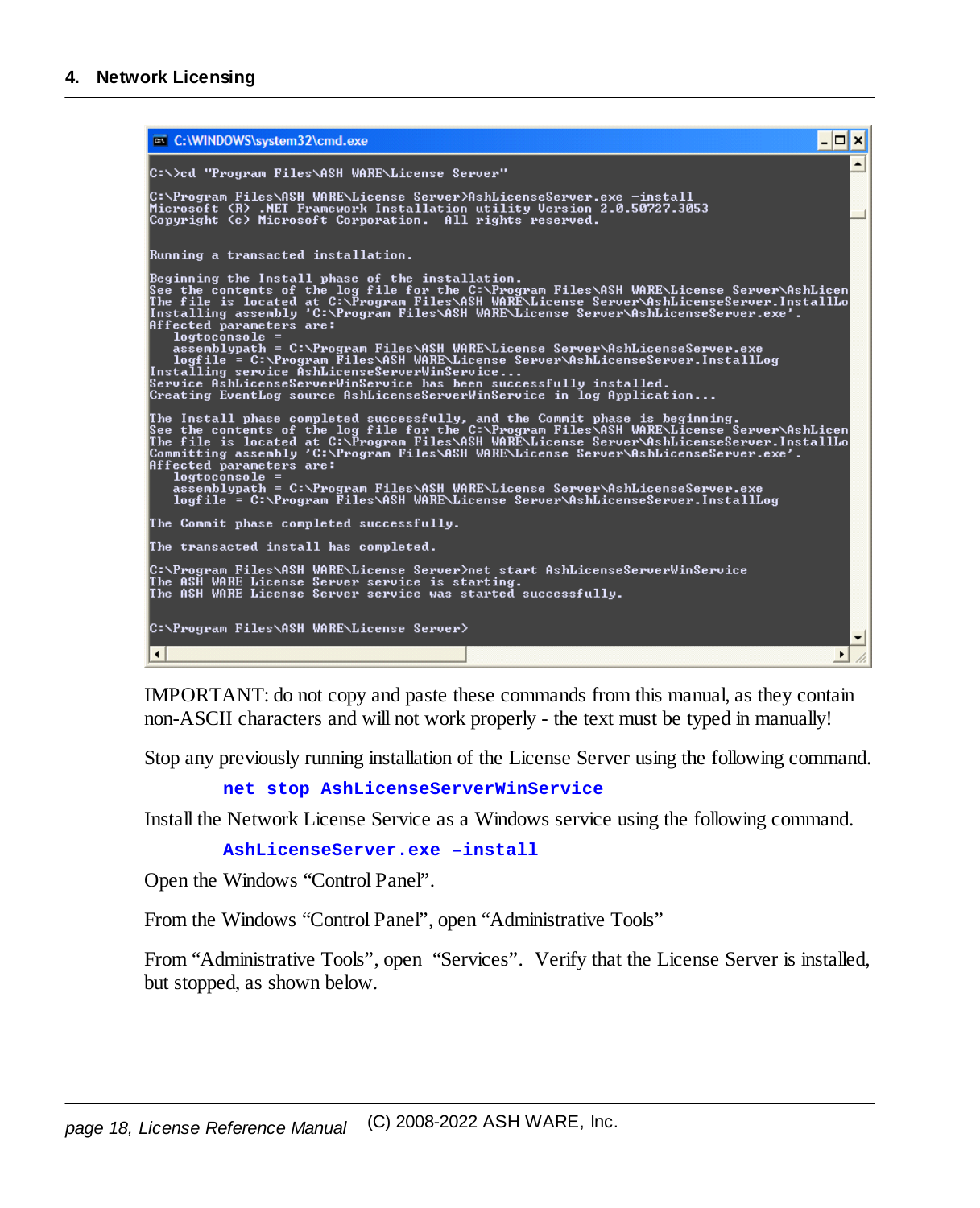```
C:\>cd "Program Files\ASH WARE\License Server"

C:\Program Files\ASH WARE\License Server>AshLicenseServer.exe -install
Microsoft (R) .NET Framework Installation utility Version 2.0.50727.3053
Copyright (c) Microsoft Corporation.  All rights reserved.


Running a transacted installation.

Beginning the Install phase of the installation.
See the contents of the log file for the C:\Program Files\ASH WARE\License Server\AshLicen
The file is located at C:\Program Files\ASH WARE\License Server\AshLicenseServer.InstallLo
Installing assembly 'C:\Program Files\ASH WARE\License Server\AshLicenseServer.exe'.
Affected parameters are:
   logtoconsole =
   assemblypath = C:\Program Files\ASH WARE\License Server\AshLicenseServer.exe
   logfile = C:\Program Files\ASH WARE\License Server\AshLicenseServer.InstallLog
Installing service AshLicenseServerWinService...
Service AshLicenseServerWinService has been successfully installed.
Creating EventLog source AshLicenseServerWinService in log Application...

The Install phase completed successfully, and the Commit phase is beginning.
See the contents of the log file for the C:\Program Files\ASH WARE\License Server\AshLicen
The file is located at C:\Program Files\ASH WARE\License Server\AshLicenseServer.InstallLo
Committing assembly 'C:\Program Files\ASH WARE\License Server\AshLicenseServer.exe'.
Affected parameters are:
   logtoconsole =
   assemblypath = C:\Program Files\ASH WARE\License Server\AshLicenseServer.exe
   logfile = C:\Program Files\ASH WARE\License Server\AshLicenseServer.InstallLog

The Commit phase completed successfully.

The transacted install has completed.

C:\Program Files\ASH WARE\License Server>net start AshLicenseServerWinService
The ASH WARE License Server service is starting.
The ASH WARE License Server service was started successfully.


C:\Program Files\ASH WARE\License Server>
```

IMPORTANT: do not copy and paste these commands from this manual, as they contain non-ASCII characters and will not work properly - the text must be typed in manually!

Stop any previously running installation of the License Server using the following command.

```
net stop AshLicenseServerWinService
```

Install the Network License Service as a Windows service using the following command.

```
AshLicenseServer.exe –install
```

Open the Windows “Control Panel”.

From the Windows “Control Panel”, open “Administrative Tools”

From “Administrative Tools”, open “Services”. Verify that the License Server is installed, but stopped, as shown below.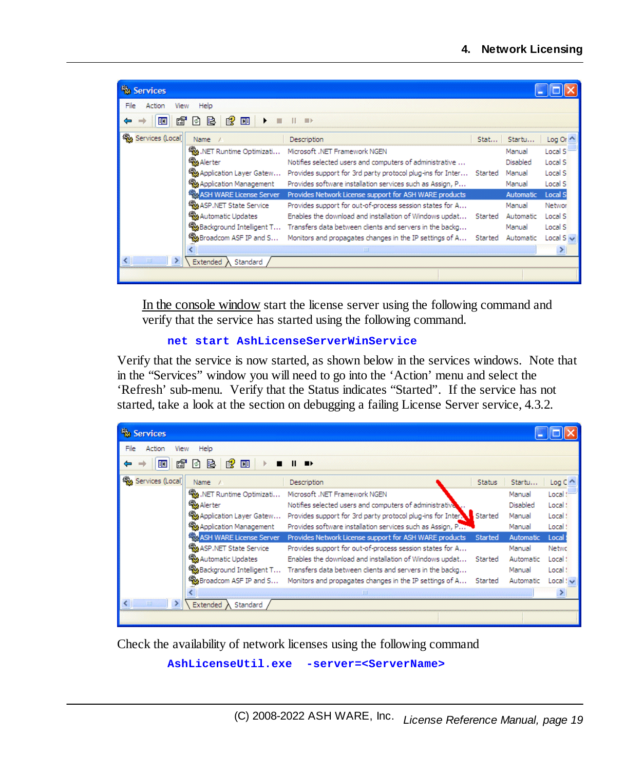In the console window start the license server using the following command and verify that the service has started using the following command.

```
net start AshLicenseServerWinService
```

Verify that the service is now started, as shown below in the services windows. Note that in the "Services" window you will need to go into the 'Action' menu and select the 'Refresh' sub-menu. Verify that the Status indicates "Started". If the service has not started, take a look at the section on debugging a failing License Server service, 4.3.2.

Check the availability of network licenses using the following command

```
AshLicenseUtil.exe  -server=<ServerName>
```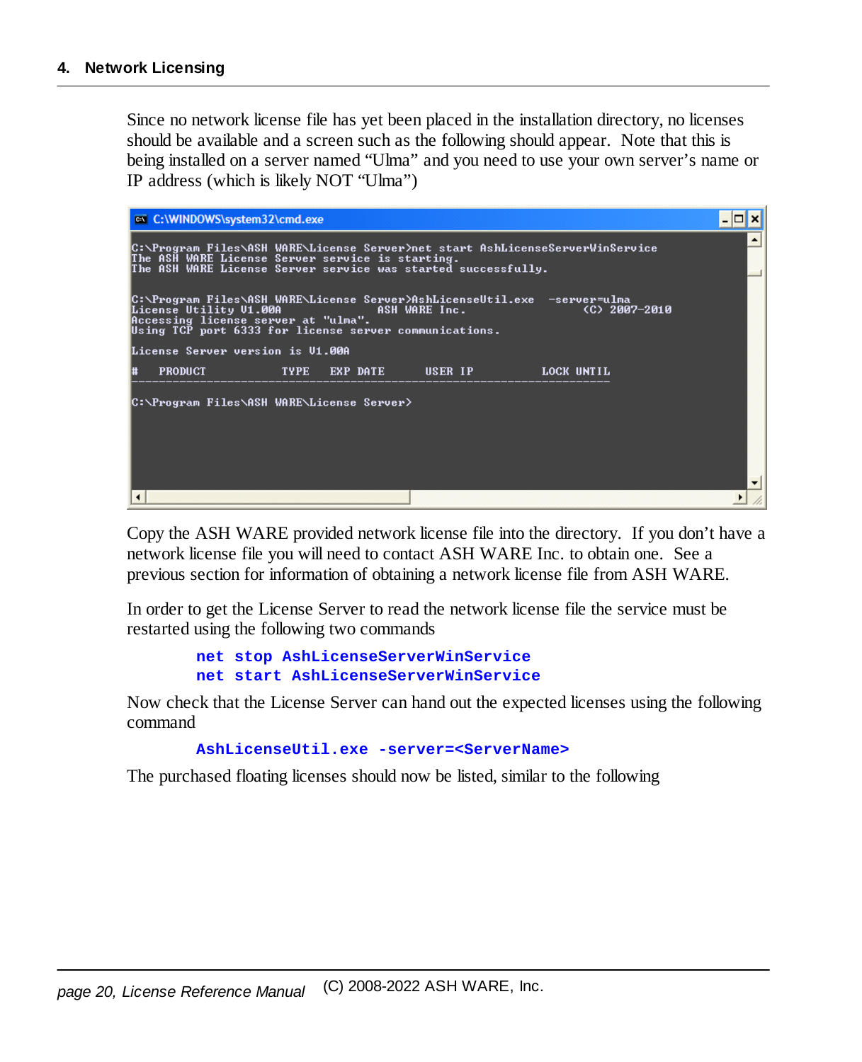Since no network license file has yet been placed in the installation directory, no licenses should be available and a screen such as the following should appear. Note that this is being installed on a server named "Ulma" and you need to use your own server's name or IP address (which is likely NOT "Ulma")

```
C:\Program Files\ASH WARE\License Server>net start AshLicenseServerWinService
The ASH WARE License Server service is starting.
The ASH WARE License Server service was started successfully.

C:\Program Files\ASH WARE\License Server>AshLicenseUtil.exe  -server=ulma
License Utility V1.00A                  ASH WARE Inc.                  (C) 2007-2010
Accessing license server at "ulma".
Using TCP port 6333 for license server communications.

License Server version is V1.00A

#   PRODUCT             TYPE   EXP DATE     USER IP          LOCK UNTIL
---------------------------------------------------------------------------

C:\Program Files\ASH WARE\License Server>
```

Copy the ASH WARE provided network license file into the directory. If you don't have a network license file you will need to contact ASH WARE Inc. to obtain one. See a previous section for information of obtaining a network license file from ASH WARE.

In order to get the License Server to read the network license file the service must be restarted using the following two commands

```
net stop AshLicenseServerWinService
net start AshLicenseServerWinService
```

Now check that the License Server can hand out the expected licenses using the following command

```
AshLicenseUtil.exe -server=<ServerName>
```

The purchased floating licenses should now be listed, similar to the following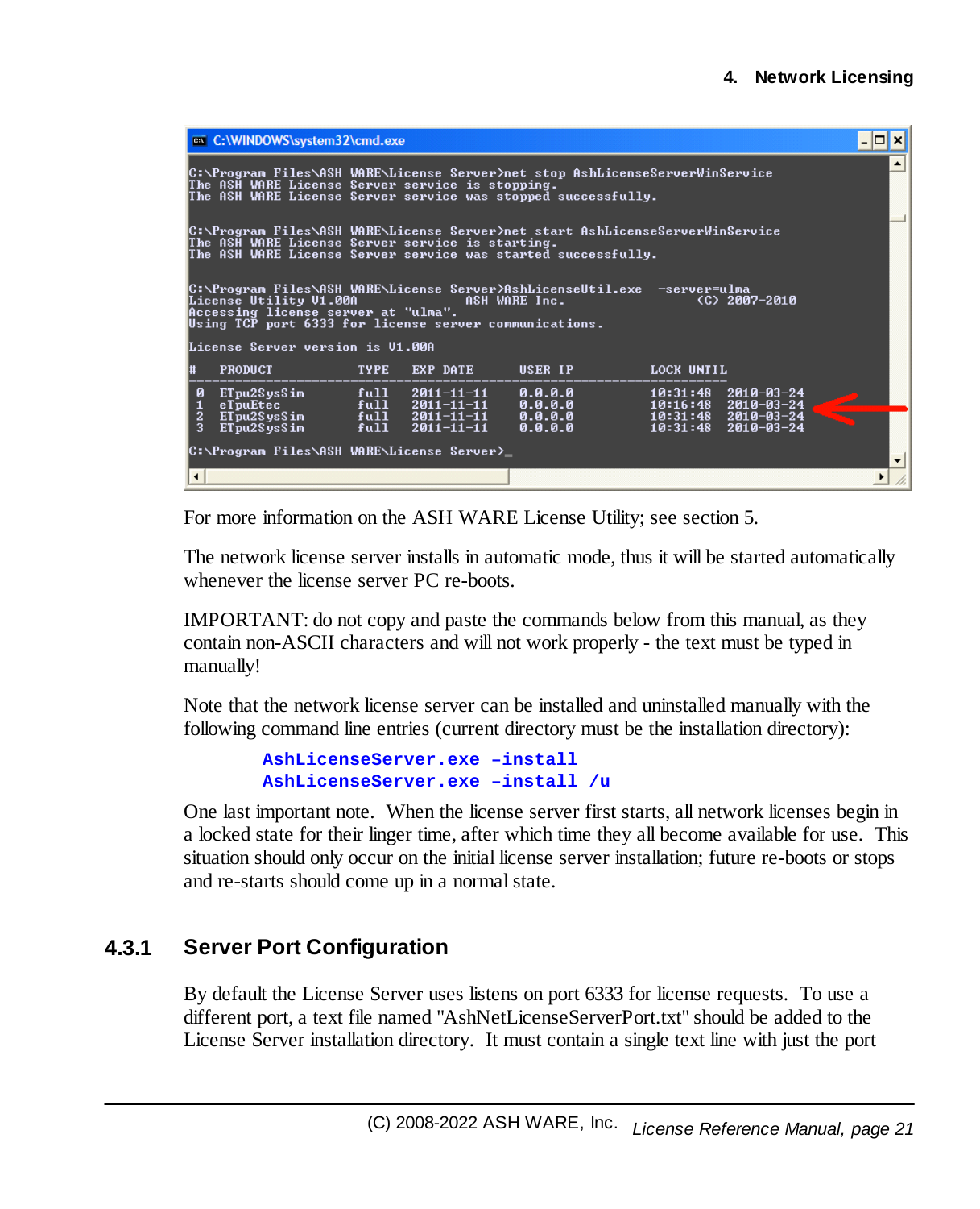```
C:\Program Files\ASH WARE\License Server>net stop AshLicenseServerWinService
The ASH WARE License Server service is stopping.
The ASH WARE License Server service was stopped successfully.

C:\Program Files\ASH WARE\License Server>net start AshLicenseServerWinService
The ASH WARE License Server service is starting.
The ASH WARE License Server service was started successfully.

C:\Program Files\ASH WARE\License Server>AshLicenseUtil.exe  -server=ulma
License Utility V1.00A                  ASH WARE Inc.              (C) 2007-2010
Accessing license server at "ulma".
Using TCP port 6333 for license server communications.

License Server version is V1.00A

#   PRODUCT              TYPE   EXP DATE     USER IP              LOCK UNTIL

0   ETpu2SysSim          full   2011-11-11   0.0.0.0              10:31:48  2010-03-24
1   eTpuEtec             full   2011-11-11   0.0.0.0              10:16:48  2010-03-24
2   ETpu2SysSim          full   2011-11-11   0.0.0.0              10:31:48  2010-03-24
3   ETpu2SysSim          full   2011-11-11   0.0.0.0              10:31:48  2010-03-24

C:\Program Files\ASH WARE\License Server>_
```

For more information on the ASH WARE License Utility; see section 5.

The network license server installs in automatic mode, thus it will be started automatically whenever the license server PC re-boots.

IMPORTANT: do not copy and paste the commands below from this manual, as they contain non-ASCII characters and will not work properly - the text must be typed in manually!

Note that the network license server can be installed and uninstalled manually with the following command line entries (current directory must be the installation directory):

```
AshLicenseServer.exe –install
AshLicenseServer.exe –install /u
```

One last important note. When the license server first starts, all network licenses begin in a locked state for their linger time, after which time they all become available for use. This situation should only occur on the initial license server installation; future re-boots or stops and re-starts should come up in a normal state.

### 4.3.1 Server Port Configuration

By default the License Server uses listens on port 6333 for license requests. To use a different port, a text file named "AshNetLicenseServerPort.txt" should be added to the License Server installation directory. It must contain a single text line with just the port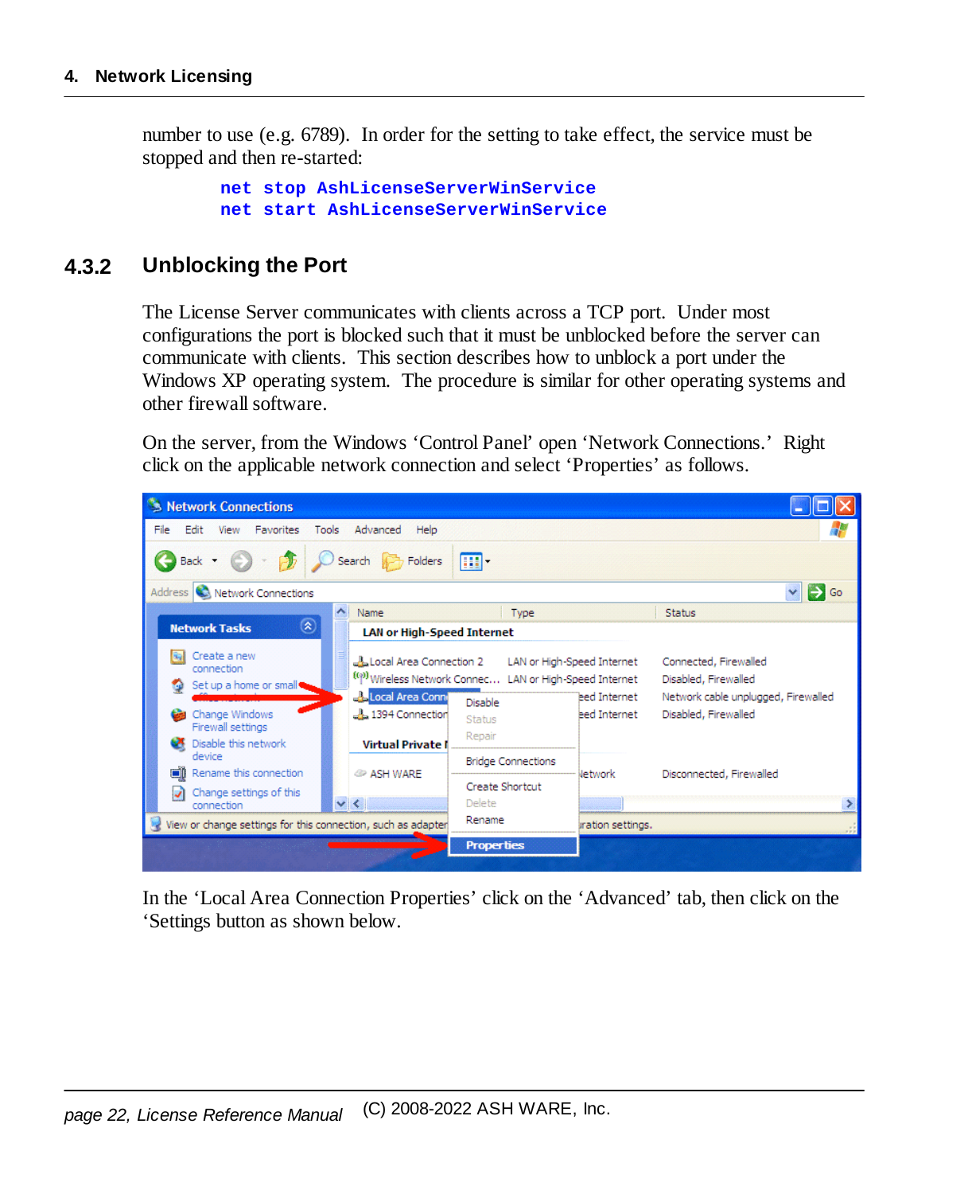number to use (e.g. 6789). In order for the setting to take effect, the service must be stopped and then re-started:

```
net stop AshLicenseServerWinService
net start AshLicenseServerWinService
```

### 4.3.2 Unblocking the Port

The License Server communicates with clients across a TCP port. Under most configurations the port is blocked such that it must be unblocked before the server can communicate with clients. This section describes how to unblock a port under the Windows XP operating system. The procedure is similar for other operating systems and other firewall software.

On the server, from the Windows 'Control Panel' open 'Network Connections.' Right click on the applicable network connection and select 'Properties' as follows.

In the 'Local Area Connection Properties' click on the 'Advanced' tab, then click on the 'Settings button as shown below.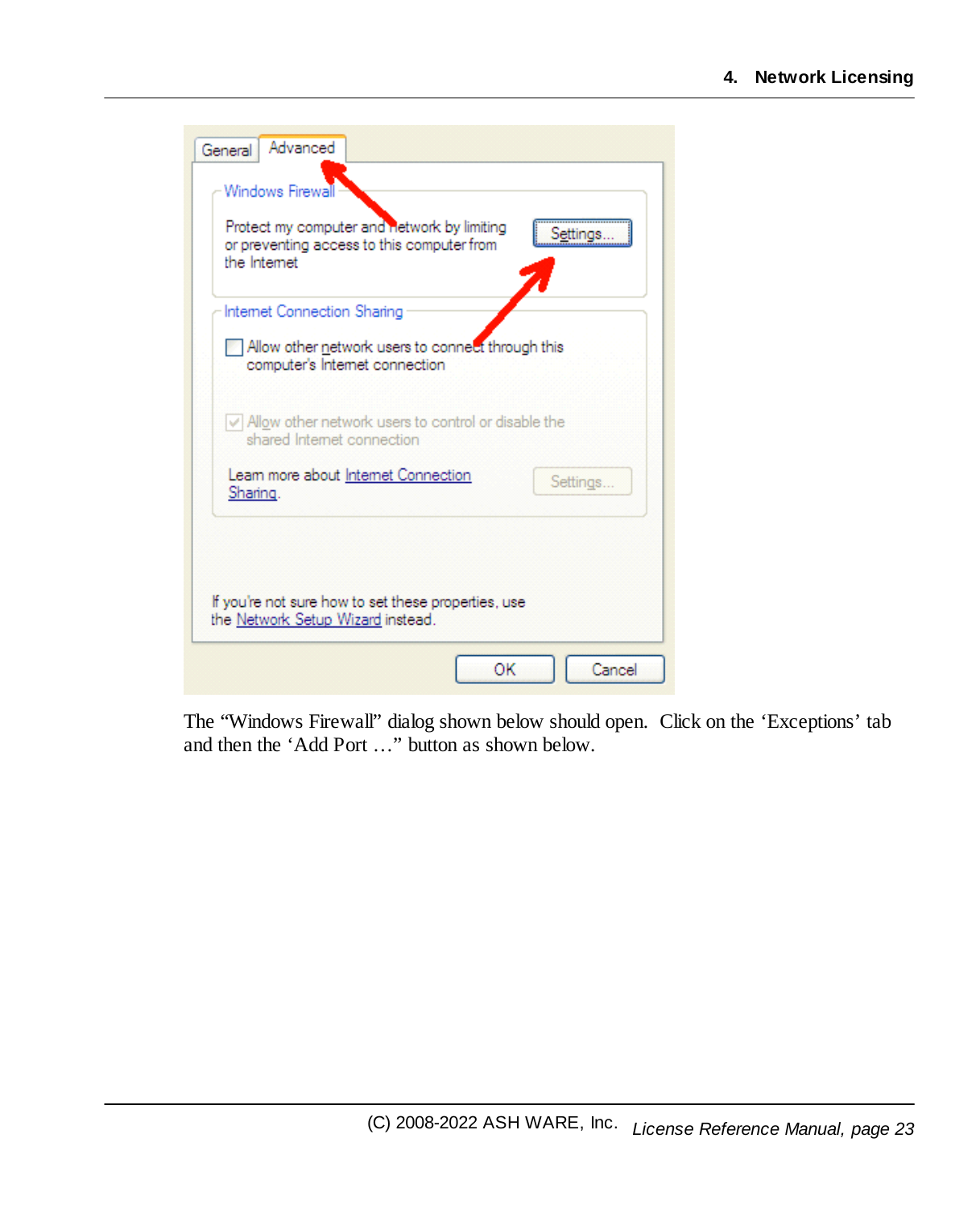The "Windows Firewall" dialog shown below should open. Click on the 'Exceptions' tab and then the 'Add Port …" button as shown below.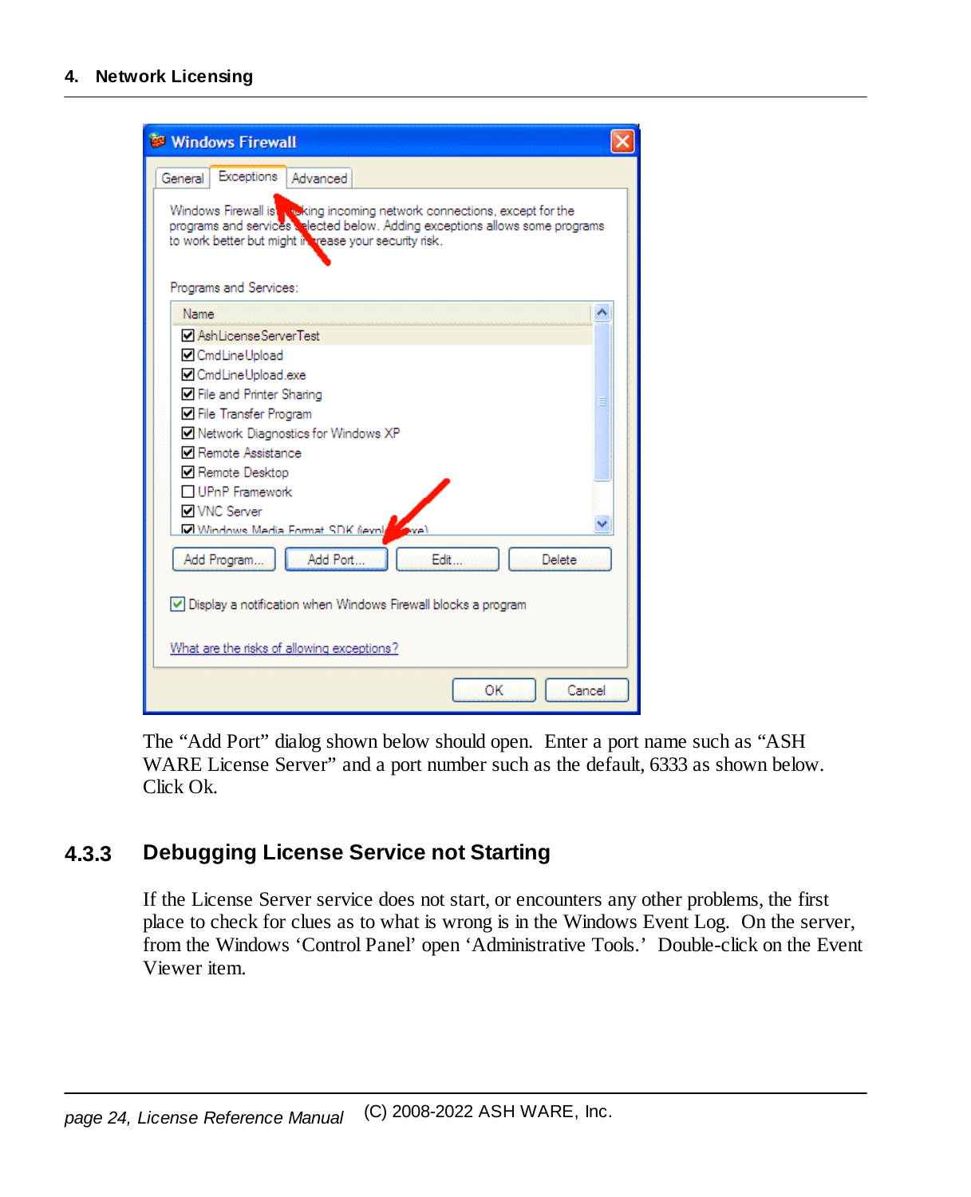The “Add Port” dialog shown below should open. Enter a port name such as “ASH WARE License Server” and a port number such as the default, 6333 as shown below. Click Ok.

### 4.3.3 Debugging License Service not Starting

If the License Server service does not start, or encounters any other problems, the first place to check for clues as to what is wrong is in the Windows Event Log. On the server, from the Windows ‘Control Panel’ open ‘Administrative Tools.’ Double-click on the Event Viewer item.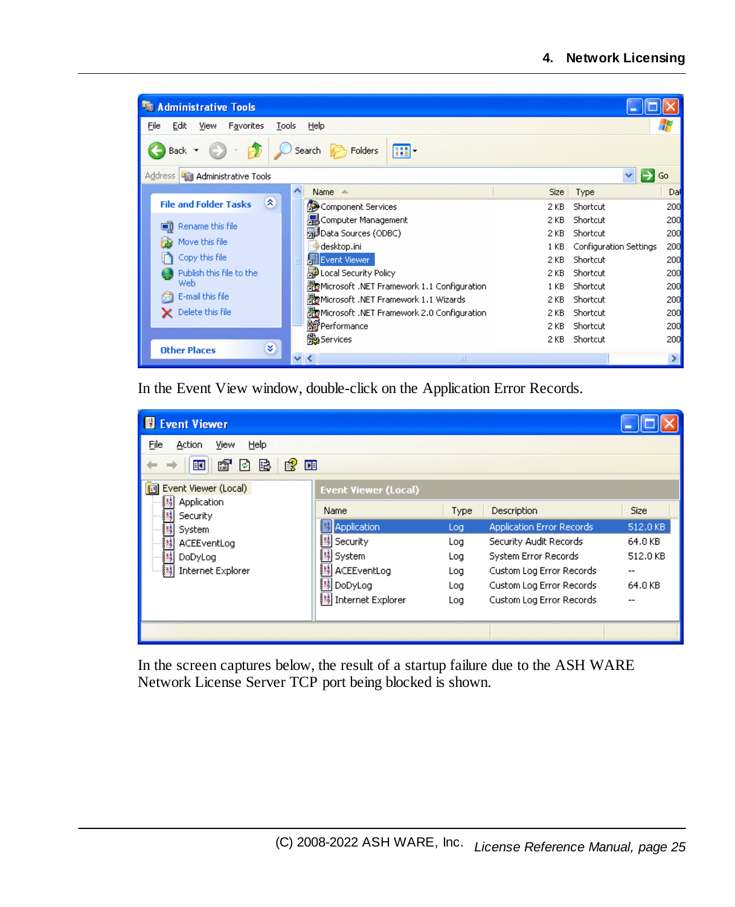In the Event View window, double-click on the Application Error Records.

In the screen captures below, the result of a startup failure due to the ASH WARE Network License Server TCP port being blocked is shown.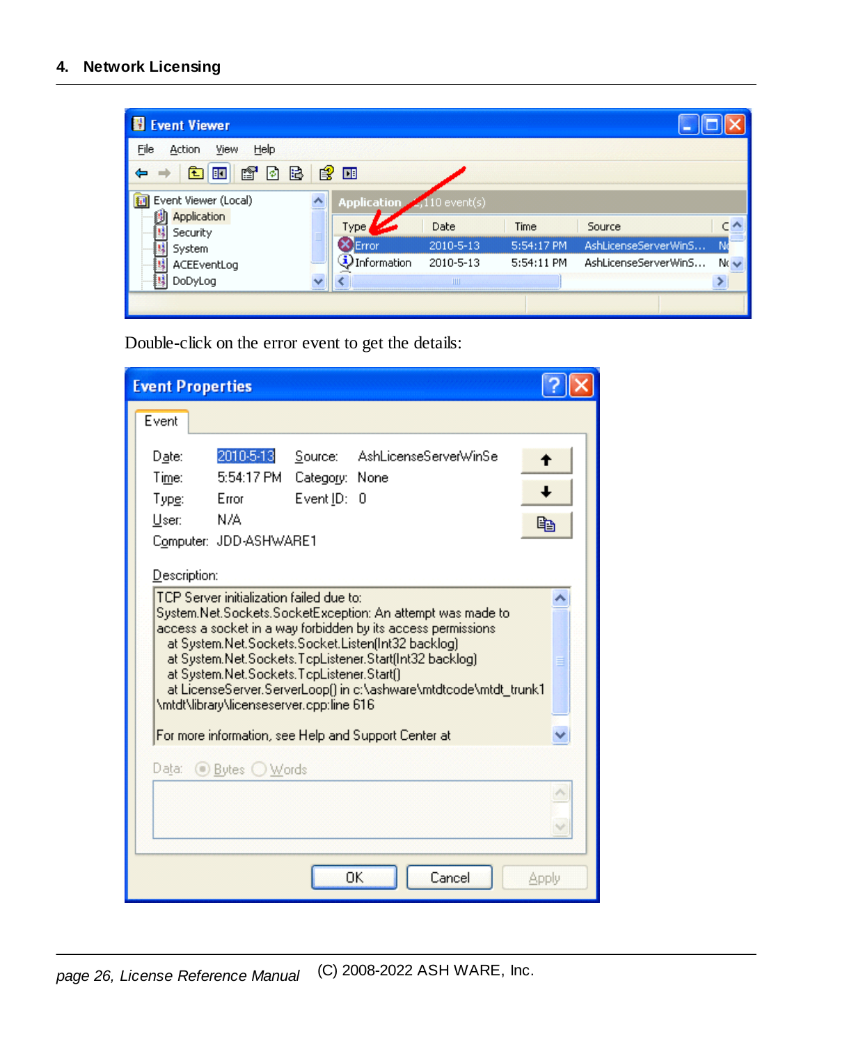Double-click on the error event to get the details: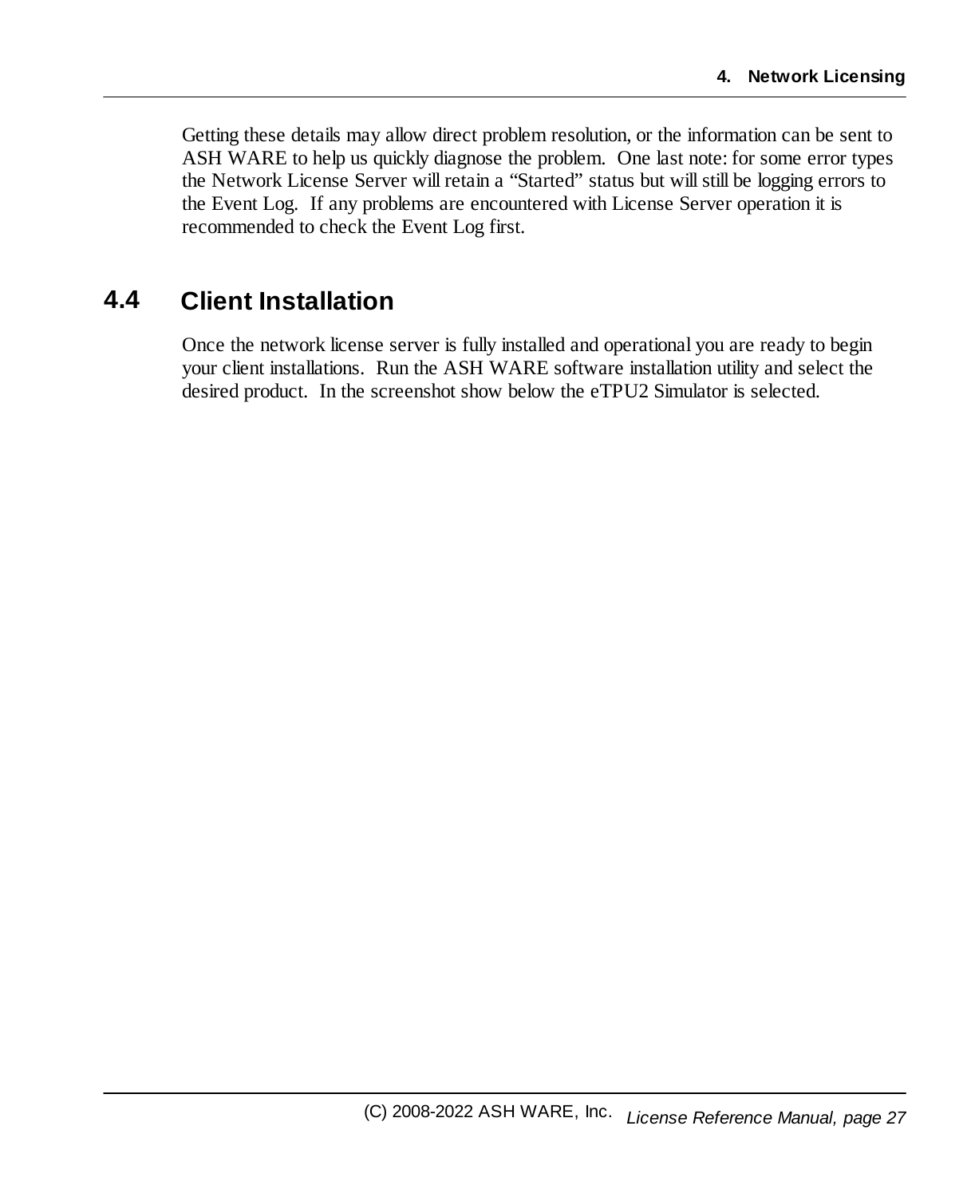Getting these details may allow direct problem resolution, or the information can be sent to ASH WARE to help us quickly diagnose the problem. One last note: for some error types the Network License Server will retain a “Started” status but will still be logging errors to the Event Log. If any problems are encountered with License Server operation it is recommended to check the Event Log first.

## 4.4 Client Installation

Once the network license server is fully installed and operational you are ready to begin your client installations. Run the ASH WARE software installation utility and select the desired product. In the screenshot show below the eTPU2 Simulator is selected.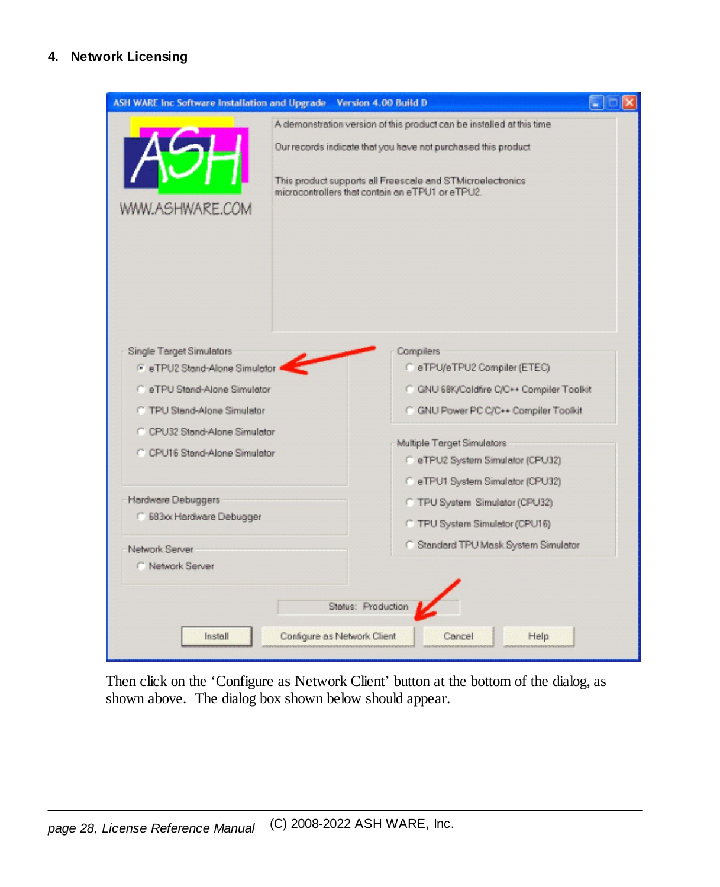Then click on the ‘Configure as Network Client’ button at the bottom of the dialog, as shown above. The dialog box shown below should appear.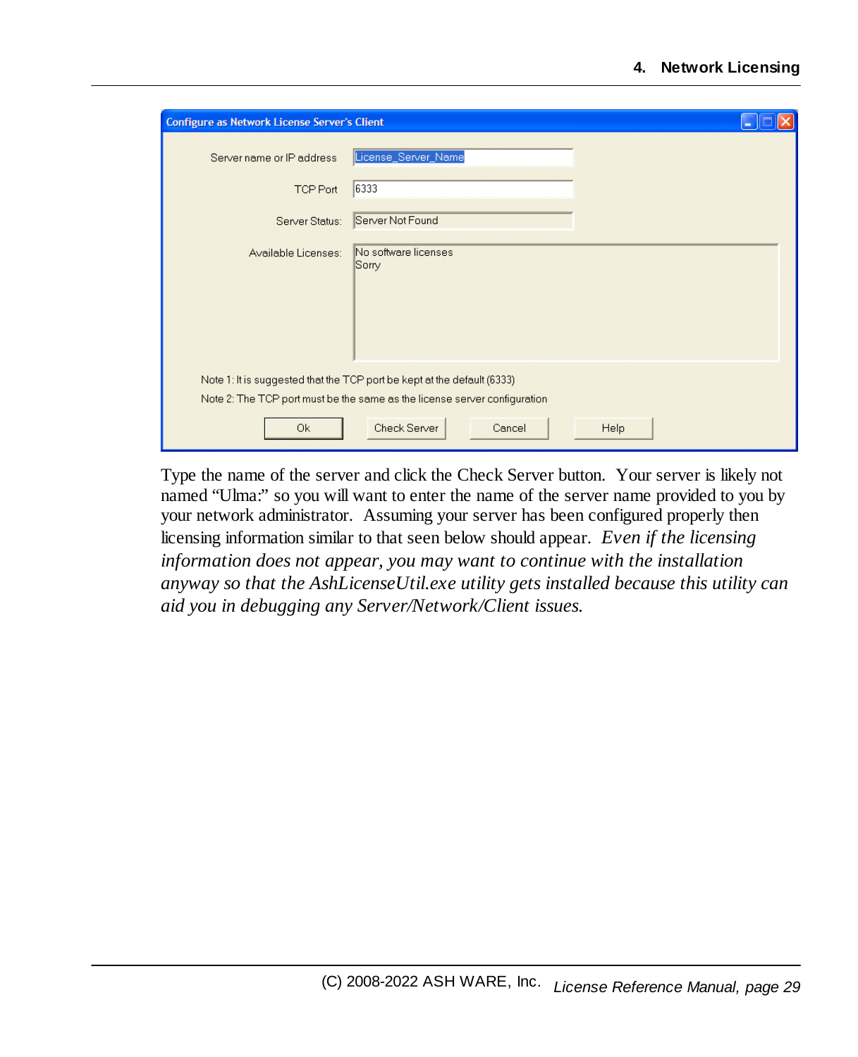Type the name of the server and click the Check Server button. Your server is likely not named "Ulma:" so you will want to enter the name of the server name provided to you by your network administrator. Assuming your server has been configured properly then licensing information similar to that seen below should appear. *Even if the licensing information does not appear, you may want to continue with the installation anyway so that the AshLicenseUtil.exe utility gets installed because this utility can aid you in debugging any Server/Network/Client issues.*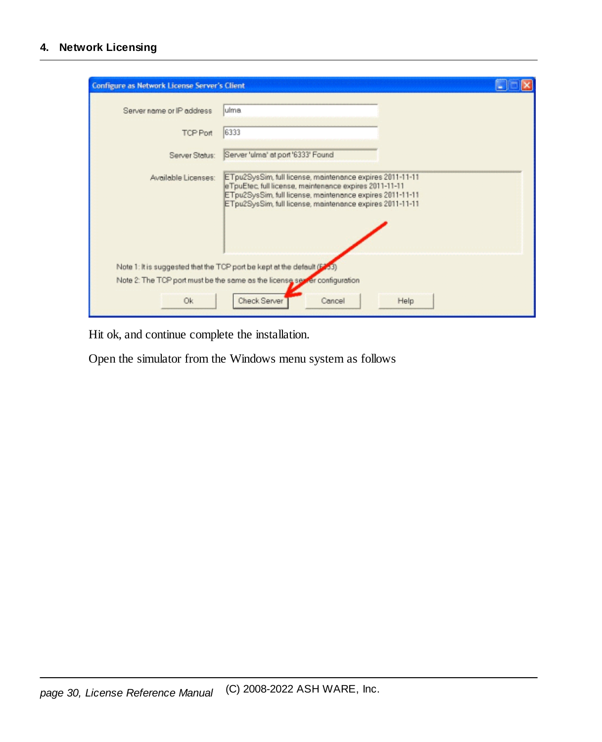Hit ok, and continue complete the installation.

Open the simulator from the Windows menu system as follows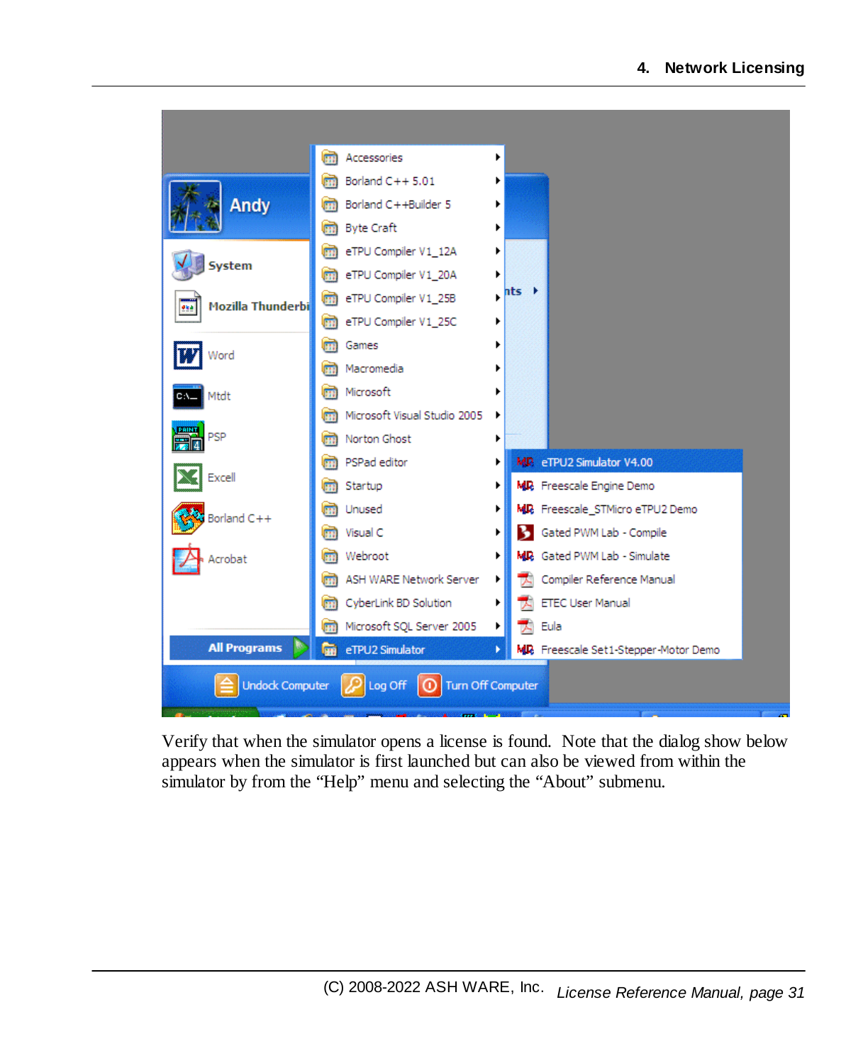Verify that when the simulator opens a license is found. Note that the dialog show below appears when the simulator is first launched but can also be viewed from within the simulator by from the “Help” menu and selecting the “About” submenu.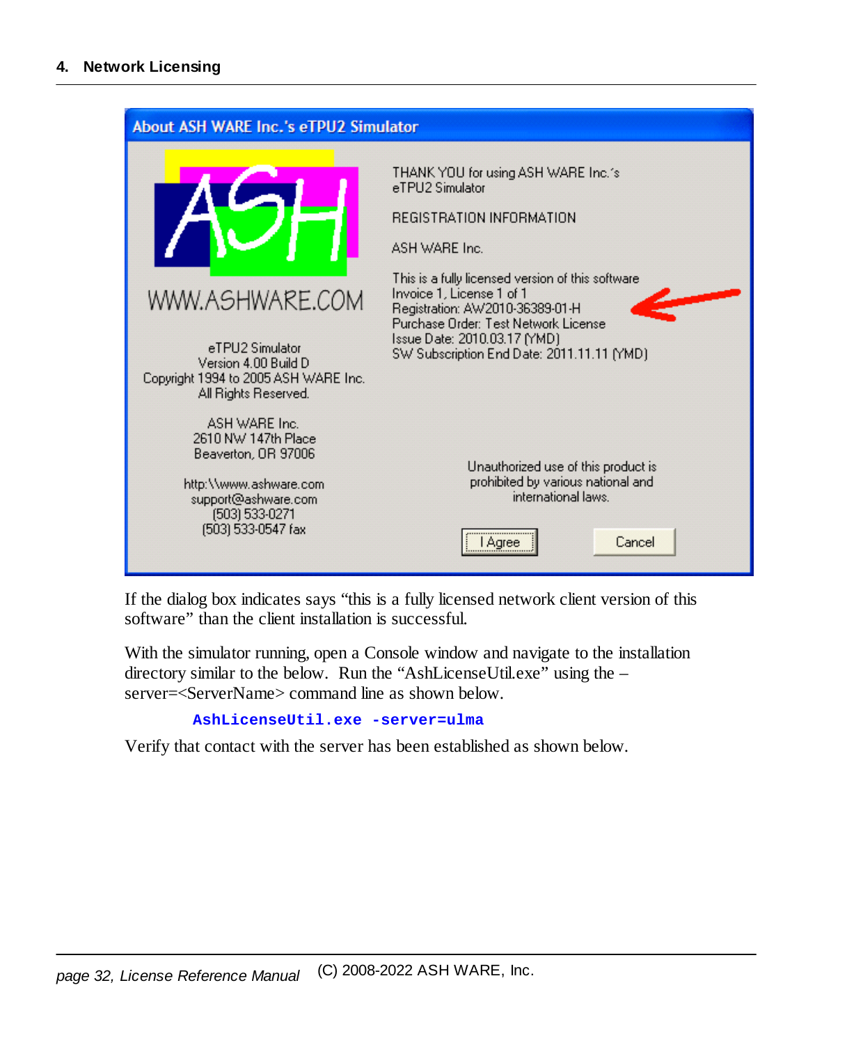If the dialog box indicates says “this is a fully licensed network client version of this software” than the client installation is successful.

With the simulator running, open a Console window and navigate to the installation directory similar to the below. Run the “AshLicenseUtil.exe” using the –server=<ServerName> command line as shown below.

```
AshLicenseUtil.exe -server=ulma
```

Verify that contact with the server has been established as shown below.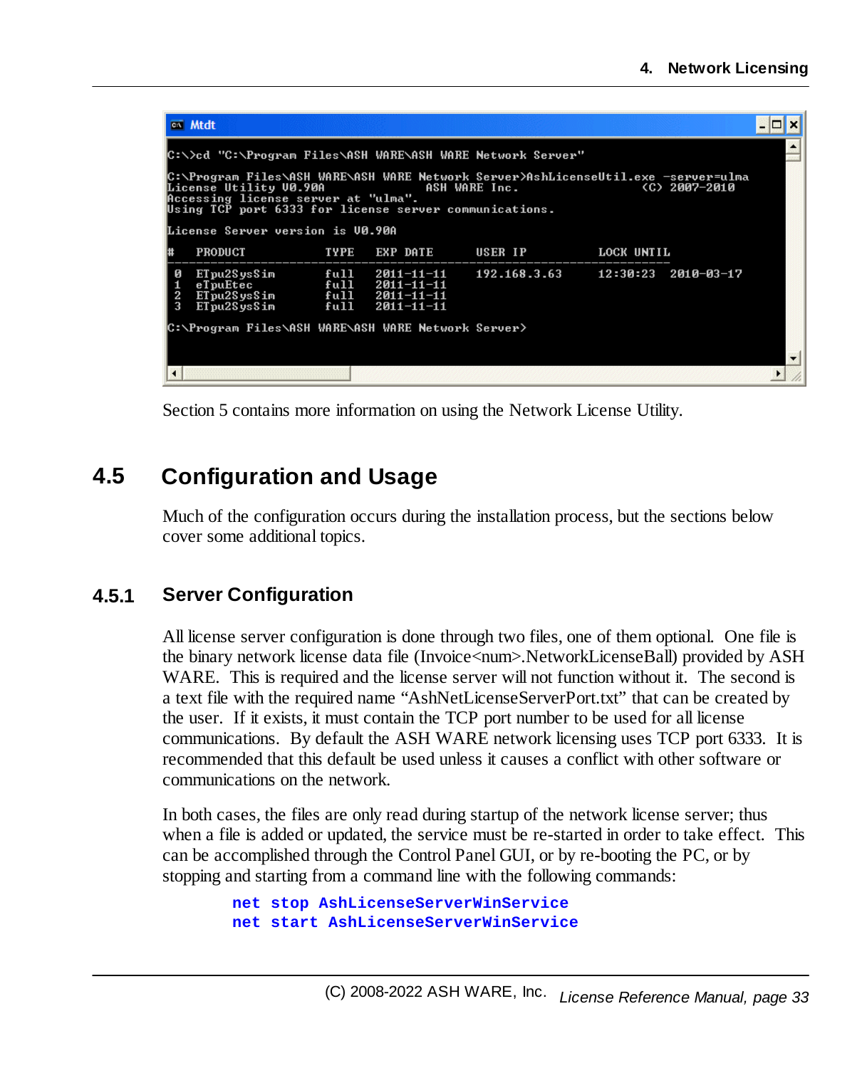```
C:\>cd "C:\Program Files\ASH WARE\ASH WARE Network Server"

C:\Program Files\ASH WARE\ASH WARE Network Server>AshLicenseUtil.exe -server=ulma
License Utility V0.90A                ASH WARE Inc.                 (C) 2007-2010
Accessing license server at "ulma".
Using TCP port 6333 for license server communications.

License Server version is V0.90A

#   PRODUCT            TYPE    EXP DATE     USER IP           LOCK UNTIL
 0  ETpu2SysSim        full    2011-11-11   192.168.3.63      12:30:23   2010-03-17
 1  eTpuEtec           full    2011-11-11
 2  ETpu2SysSim        full    2011-11-11
 3  ETpu2SysSim        full    2011-11-11

C:\Program Files\ASH WARE\ASH WARE Network Server>
```

Section 5 contains more information on using the Network License Utility.

## 4.5 Configuration and Usage

Much of the configuration occurs during the installation process, but the sections below cover some additional topics.

### 4.5.1 Server Configuration

All license server configuration is done through two files, one of them optional. One file is the binary network license data file (Invoice<num>.NetworkLicenseBall) provided by ASH WARE. This is required and the license server will not function without it. The second is a text file with the required name "AshNetLicenseServerPort.txt" that can be created by the user. If it exists, it must contain the TCP port number to be used for all license communications. By default the ASH WARE network licensing uses TCP port 6333. It is recommended that this default be used unless it causes a conflict with other software or communications on the network.

In both cases, the files are only read during startup of the network license server; thus when a file is added or updated, the service must be re-started in order to take effect. This can be accomplished through the Control Panel GUI, or by re-booting the PC, or by stopping and starting from a command line with the following commands:

```
net stop AshLicenseServerWinService
net start AshLicenseServerWinService
```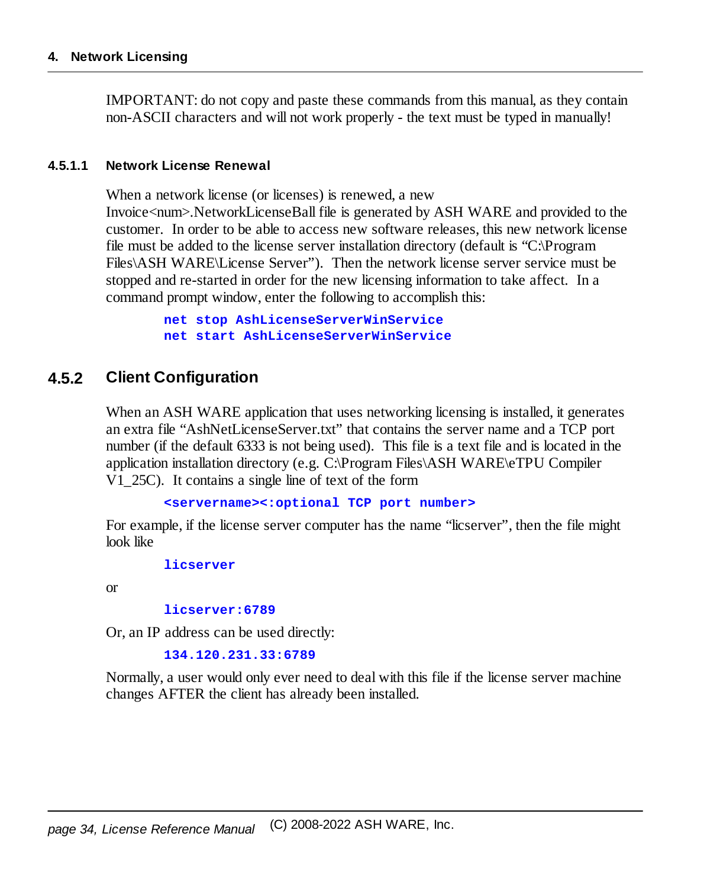IMPORTANT: do not copy and paste these commands from this manual, as they contain non-ASCII characters and will not work properly - the text must be typed in manually!

#### 4.5.1.1 Network License Renewal

When a network license (or licenses) is renewed, a new Invoice<num>.NetworkLicenseBall file is generated by ASH WARE and provided to the customer. In order to be able to access new software releases, this new network license file must be added to the license server installation directory (default is "C:\Program Files\ASH WARE\License Server"). Then the network license server service must be stopped and re-started in order for the new licensing information to take affect. In a command prompt window, enter the following to accomplish this:

```
net stop AshLicenseServerWinService
net start AshLicenseServerWinService
```

### 4.5.2 Client Configuration

When an ASH WARE application that uses networking licensing is installed, it generates an extra file "AshNetLicenseServer.txt" that contains the server name and a TCP port number (if the default 6333 is not being used). This file is a text file and is located in the application installation directory (e.g. C:\Program Files\ASH WARE\eTPU Compiler V1_25C). It contains a single line of text of the form

```
<servername><:optional TCP port number>
```

For example, if the license server computer has the name "licserver", then the file might look like

```
licserver
```

or

```
licserver:6789
```

Or, an IP address can be used directly:

```
134.120.231.33:6789
```

Normally, a user would only ever need to deal with this file if the license server machine changes AFTER the client has already been installed.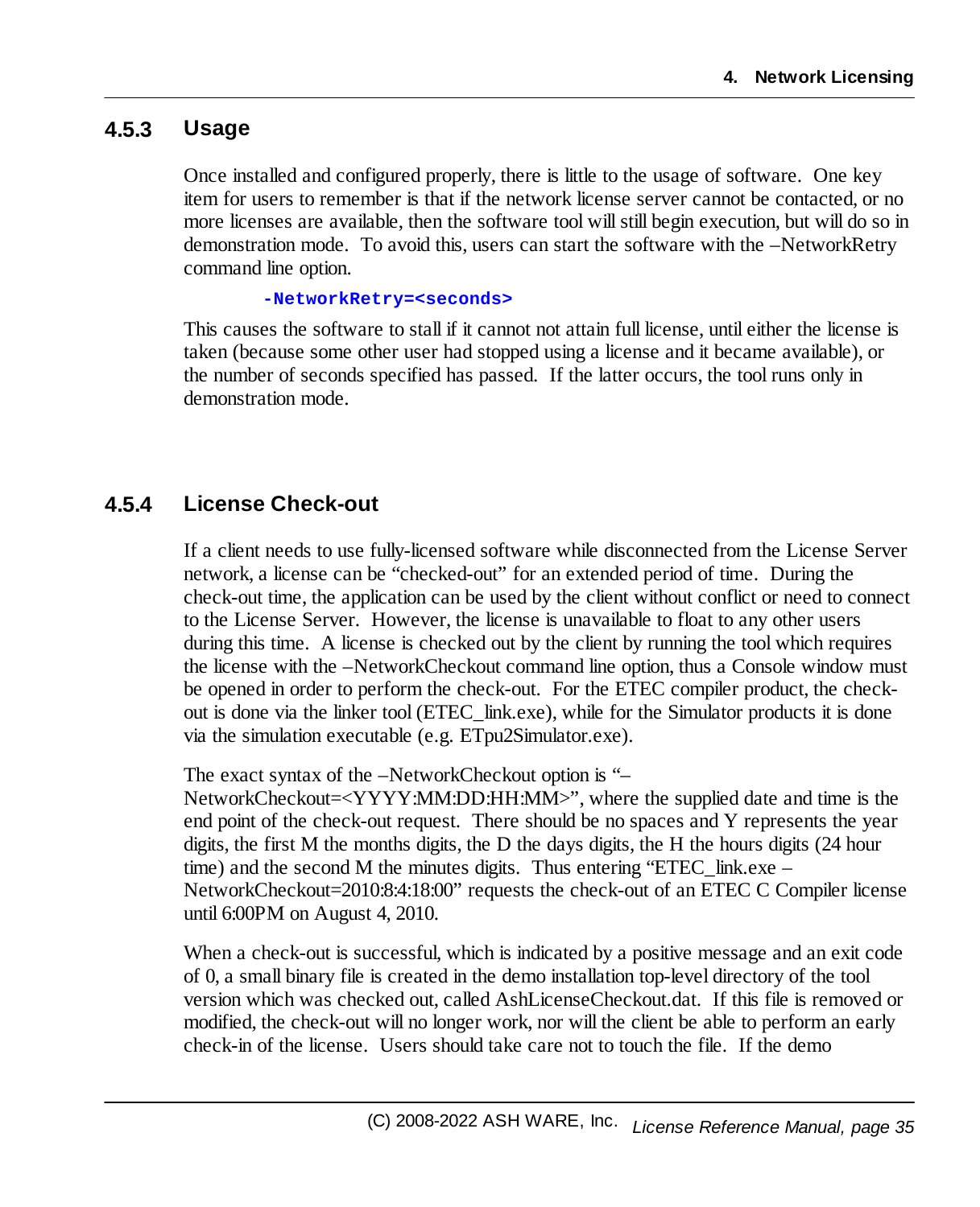### 4.5.3 Usage

Once installed and configured properly, there is little to the usage of software. One key item for users to remember is that if the network license server cannot be contacted, or no more licenses are available, then the software tool will still begin execution, but will do so in demonstration mode. To avoid this, users can start the software with the –NetworkRetry command line option.

```
-NetworkRetry=<seconds>
```

This causes the software to stall if it cannot not attain full license, until either the license is taken (because some other user had stopped using a license and it became available), or the number of seconds specified has passed. If the latter occurs, the tool runs only in demonstration mode.

### 4.5.4 License Check-out

If a client needs to use fully-licensed software while disconnected from the License Server network, a license can be "checked-out" for an extended period of time. During the check-out time, the application can be used by the client without conflict or need to connect to the License Server. However, the license is unavailable to float to any other users during this time. A license is checked out by the client by running the tool which requires the license with the –NetworkCheckout command line option, thus a Console window must be opened in order to perform the check-out. For the ETEC compiler product, the check-out is done via the linker tool (ETEC_link.exe), while for the Simulator products it is done via the simulation executable (e.g. ETpu2Simulator.exe).

The exact syntax of the –NetworkCheckout option is "–NetworkCheckout=<YYYY:MM:DD:HH:MM>", where the supplied date and time is the end point of the check-out request. There should be no spaces and Y represents the year digits, the first M the months digits, the D the days digits, the H the hours digits (24 hour time) and the second M the minutes digits. Thus entering "ETEC_link.exe –NetworkCheckout=2010:8:4:18:00" requests the check-out of an ETEC C Compiler license until 6:00PM on August 4, 2010.

When a check-out is successful, which is indicated by a positive message and an exit code of 0, a small binary file is created in the demo installation top-level directory of the tool version which was checked out, called AshLicenseCheckout.dat. If this file is removed or modified, the check-out will no longer work, nor will the client be able to perform an early check-in of the license. Users should take care not to touch the file. If the demo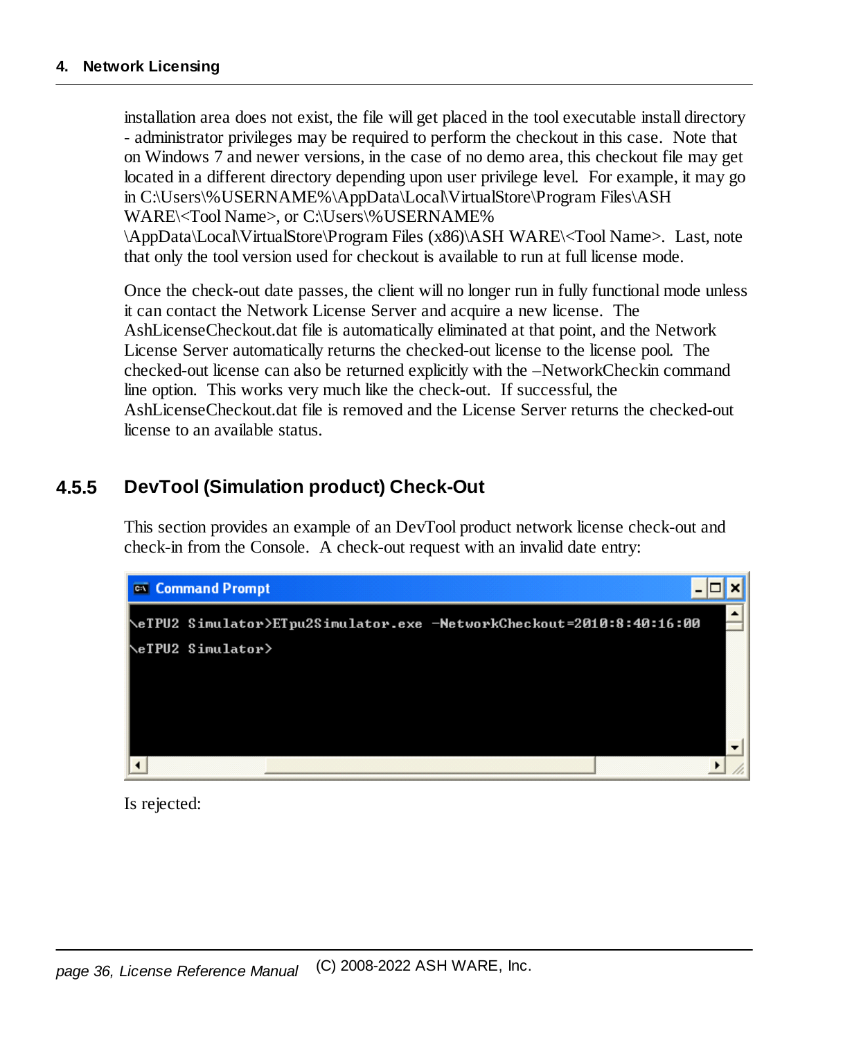installation area does not exist, the file will get placed in the tool executable install directory - administrator privileges may be required to perform the checkout in this case. Note that on Windows 7 and newer versions, in the case of no demo area, this checkout file may get located in a different directory depending upon user privilege level. For example, it may go in C:\Users\%USERNAME%\AppData\Local\VirtualStore\Program Files\ASH WARE\<Tool Name>, or C:\Users\%USERNAME%\AppData\Local\VirtualStore\Program Files (x86)\ASH WARE\<Tool Name>. Last, note that only the tool version used for checkout is available to run at full license mode.

Once the check-out date passes, the client will no longer run in fully functional mode unless it can contact the Network License Server and acquire a new license. The AshLicenseCheckout.dat file is automatically eliminated at that point, and the Network License Server automatically returns the checked-out license to the license pool. The checked-out license can also be returned explicitly with the –NetworkCheckin command line option. This works very much like the check-out. If successful, the AshLicenseCheckout.dat file is removed and the License Server returns the checked-out license to an available status.

### 4.5.5 DevTool (Simulation product) Check-Out

This section provides an example of an DevTool product network license check-out and check-in from the Console. A check-out request with an invalid date entry:

```
Command Prompt
\eTPU2 Simulator>ETpu2Simulator.exe -NetworkCheckout=2010:8:40:16:00

\eTPU2 Simulator>
```

Is rejected: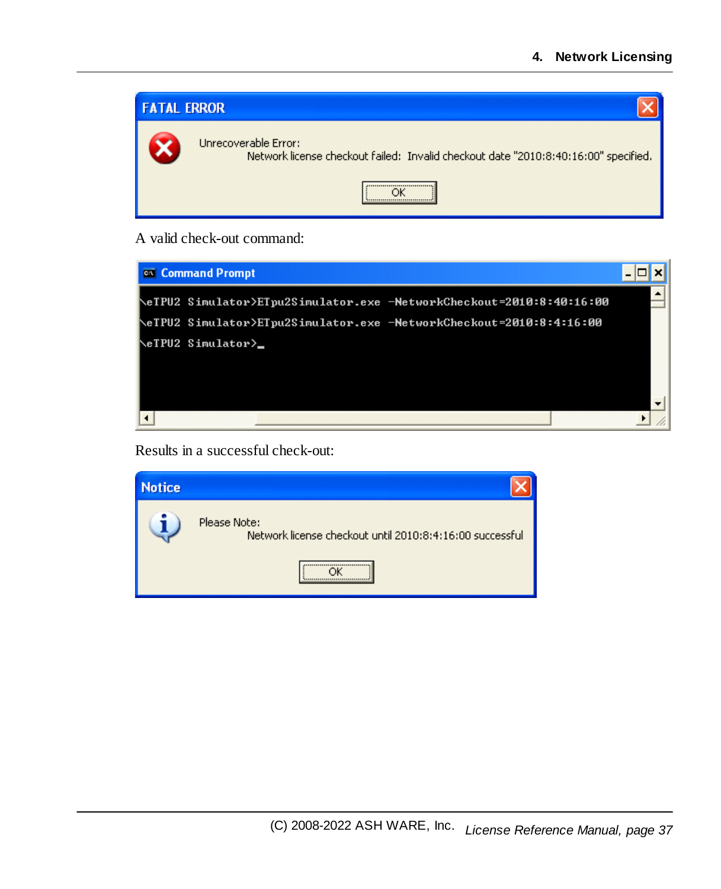**FATAL ERROR**

Unrecoverable Error:
Network license checkout failed: Invalid checkout date "2010:8:40:16:00" specified.

OK

A valid check-out command:

```
\eTPU2 Simulator>ETpu2Simulator.exe -NetworkCheckout=2010:8:40:16:00
\eTPU2 Simulator>ETpu2Simulator.exe -NetworkCheckout=2010:8:4:16:00
\eTPU2 Simulator>_
```

Results in a successful check-out:

**Notice**

Please Note:
Network license checkout until 2010:8:4:16:00 successful

OK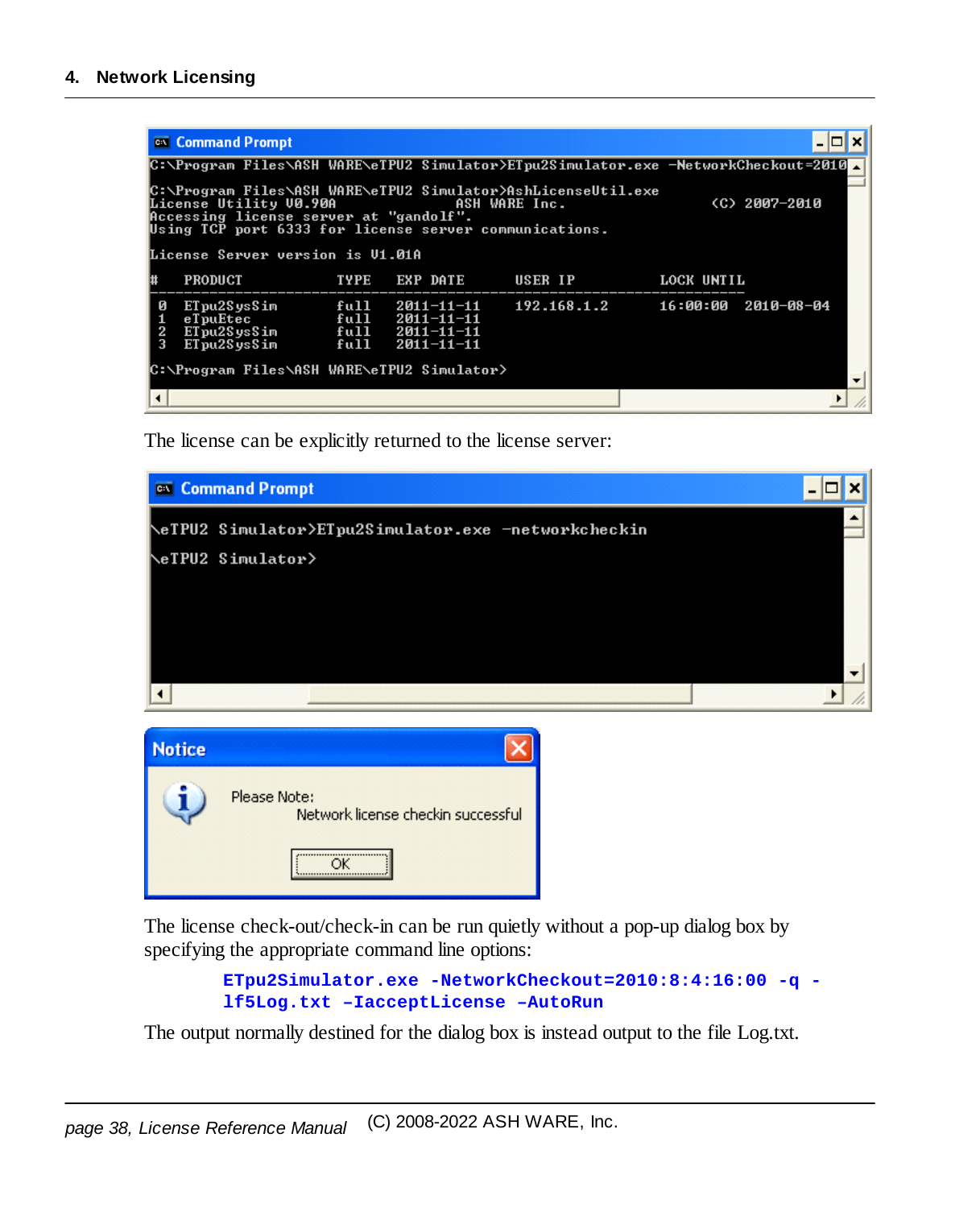```
C:\Program Files\ASH WARE\eTPU2 Simulator>ETpu2Simulator.exe -NetworkCheckout=2010

C:\Program Files\ASH WARE\eTPU2 Simulator>AshLicenseUtil.exe
License Utility V0.90A                   ASH WARE Inc.              (C) 2007-2010
Accessing license server at "gandolf".
Using TCP port 6333 for license server communications.

License Server version is V1.01A

#   PRODUCT              TYPE    EXP DATE      USER IP            LOCK UNTIL
--------------------------------------------------------------------------------
 0  ETpu2SysSim          full    2011-11-11    192.168.1.2        16:00:00  2010-08-04
 1  eTpuEtec             full    2011-11-11
 2  ETpu2SysSim          full    2011-11-11
 3  ETpu2SysSim          full    2011-11-11

C:\Program Files\ASH WARE\eTPU2 Simulator>
```

The license can be explicitly returned to the license server:

```
\eTPU2 Simulator>ETpu2Simulator.exe -networkcheckin

\eTPU2 Simulator>
```

**Notice**

Please Note:
Network license checkin successful

OK

The license check-out/check-in can be run quietly without a pop-up dialog box by specifying the appropriate command line options:

```
ETpu2Simulator.exe -NetworkCheckout=2010:8:4:16:00 -q -
lf5Log.txt –IacceptLicense –AutoRun
```

The output normally destined for the dialog box is instead output to the file Log.txt.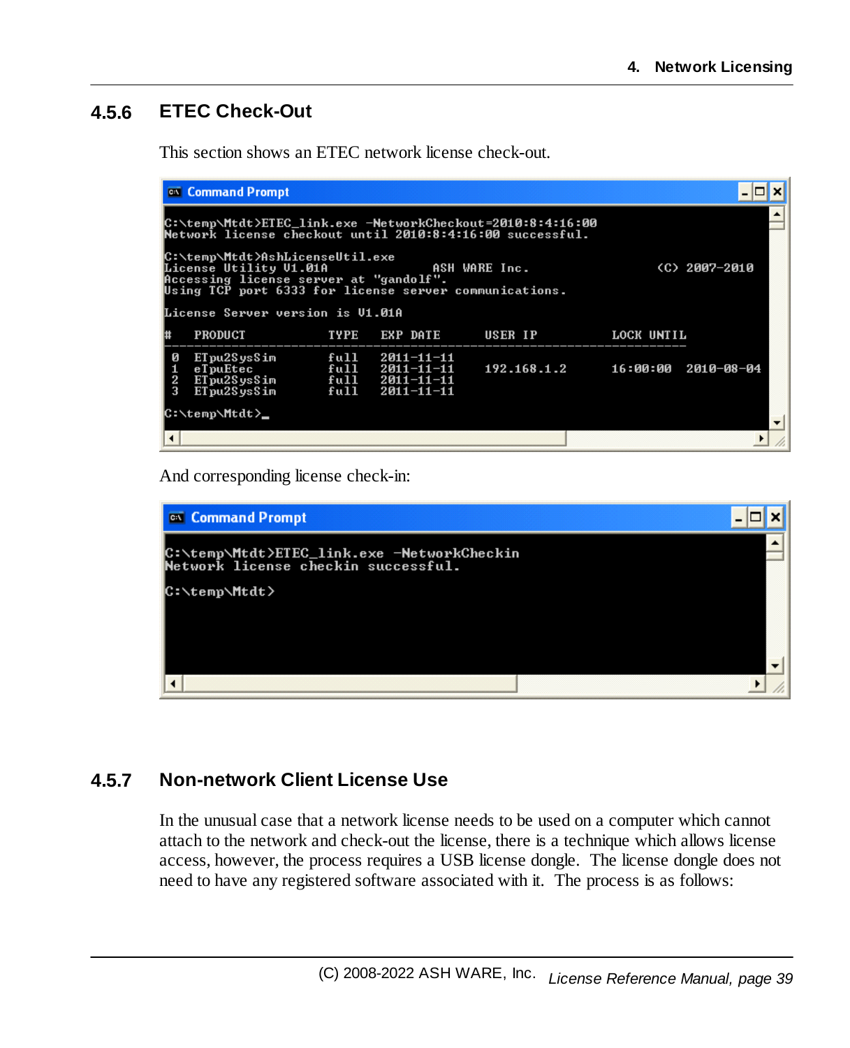## 4.5.6 ETEC Check-Out

This section shows an ETEC network license check-out.

```
C:\temp\Mtdt>ETEC_link.exe -NetworkCheckout=2010:8:4:16:00
Network license checkout until 2010:8:4:16:00 successful.

C:\temp\Mtdt>AshLicenseUtil.exe
License Utility V1.01A              ASH WARE Inc.              (C) 2007-2010
Accessing license server at "gandolf".
Using TCP port 6333 for license server communications.

License Server version is V1.01A

#   PRODUCT            TYPE   EXP DATE     USER IP          LOCK UNTIL
------------------------------------------------------------------------
0   ETpu2SysSim        full   2011-11-11
1   eTpuEtec           full   2011-11-11   192.168.1.2      16:00:00  2010-08-04
2   ETpu2SysSim        full   2011-11-11
3   ETpu2SysSim        full   2011-11-11
C:\temp\Mtdt>_
```

And corresponding license check-in:

```
C:\temp\Mtdt>ETEC_link.exe -NetworkCheckin
Network license checkin successful.

C:\temp\Mtdt>
```

## 4.5.7 Non-network Client License Use

In the unusual case that a network license needs to be used on a computer which cannot attach to the network and check-out the license, there is a technique which allows license access, however, the process requires a USB license dongle. The license dongle does not need to have any registered software associated with it. The process is as follows: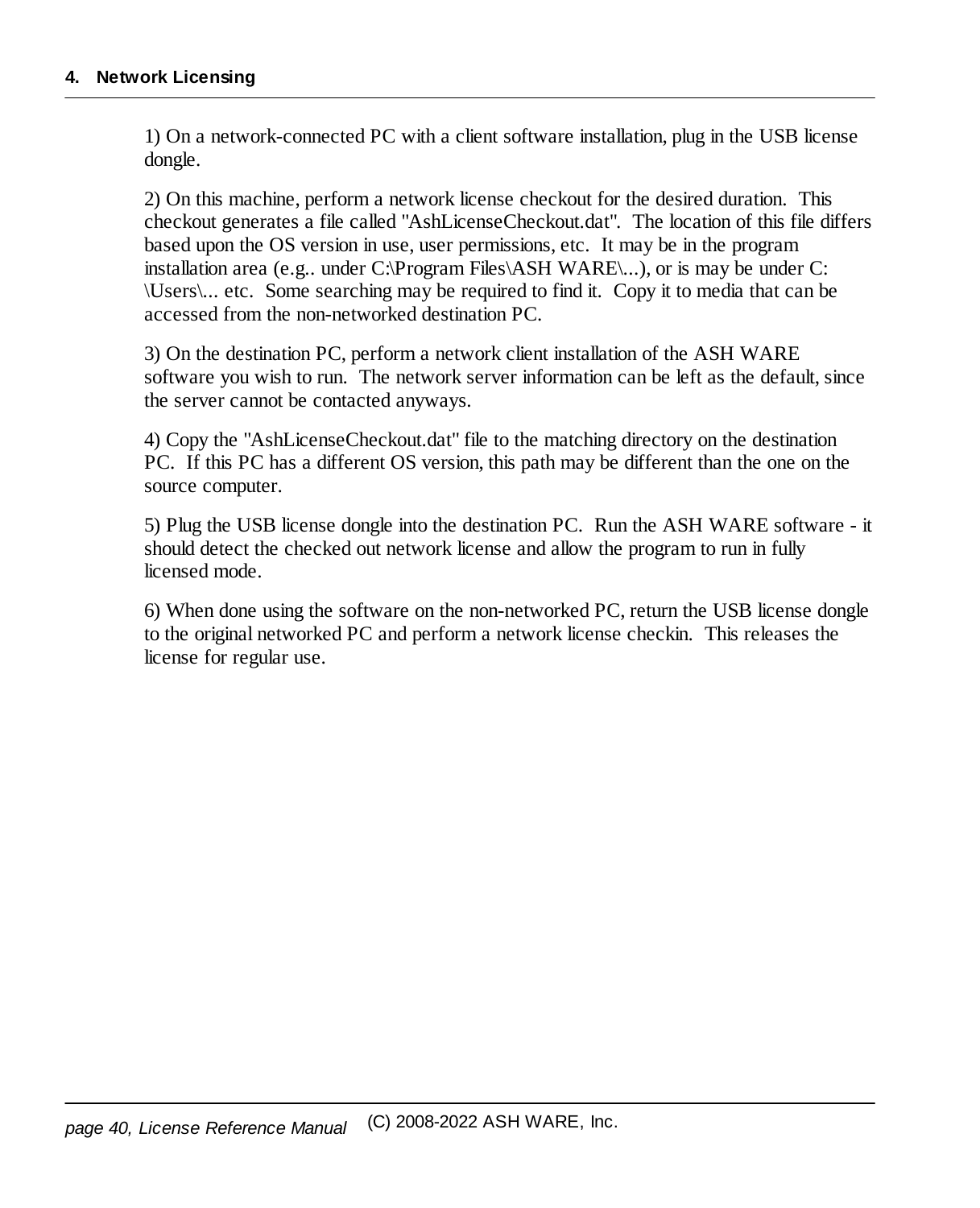1) On a network-connected PC with a client software installation, plug in the USB license dongle.

2) On this machine, perform a network license checkout for the desired duration. This checkout generates a file called "AshLicenseCheckout.dat". The location of this file differs based upon the OS version in use, user permissions, etc. It may be in the program installation area (e.g.. under C:\Program Files\ASH WARE\...), or is may be under C:\Users\... etc. Some searching may be required to find it. Copy it to media that can be accessed from the non-networked destination PC.

3) On the destination PC, perform a network client installation of the ASH WARE software you wish to run. The network server information can be left as the default, since the server cannot be contacted anyways.

4) Copy the "AshLicenseCheckout.dat" file to the matching directory on the destination PC. If this PC has a different OS version, this path may be different than the one on the source computer.

5) Plug the USB license dongle into the destination PC. Run the ASH WARE software - it should detect the checked out network license and allow the program to run in fully licensed mode.

6) When done using the software on the non-networked PC, return the USB license dongle to the original networked PC and perform a network license checkin. This releases the license for regular use.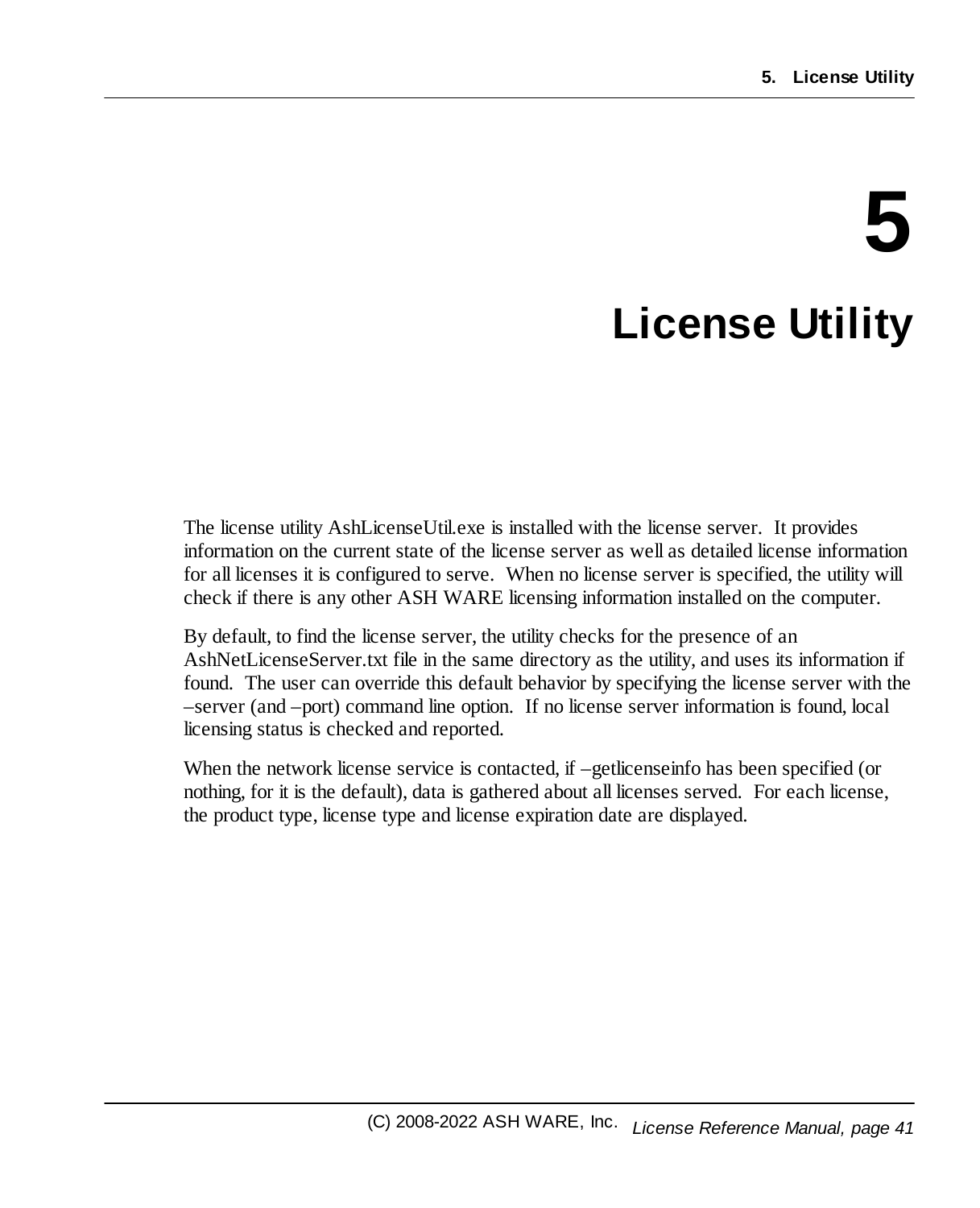# 5 License Utility

The license utility AshLicenseUtil.exe is installed with the license server. It provides information on the current state of the license server as well as detailed license information for all licenses it is configured to serve. When no license server is specified, the utility will check if there is any other ASH WARE licensing information installed on the computer.

By default, to find the license server, the utility checks for the presence of an AshNetLicenseServer.txt file in the same directory as the utility, and uses its information if found. The user can override this default behavior by specifying the license server with the –server (and –port) command line option. If no license server information is found, local licensing status is checked and reported.

When the network license service is contacted, if –getlicenseinfo has been specified (or nothing, for it is the default), data is gathered about all licenses served. For each license, the product type, license type and license expiration date are displayed.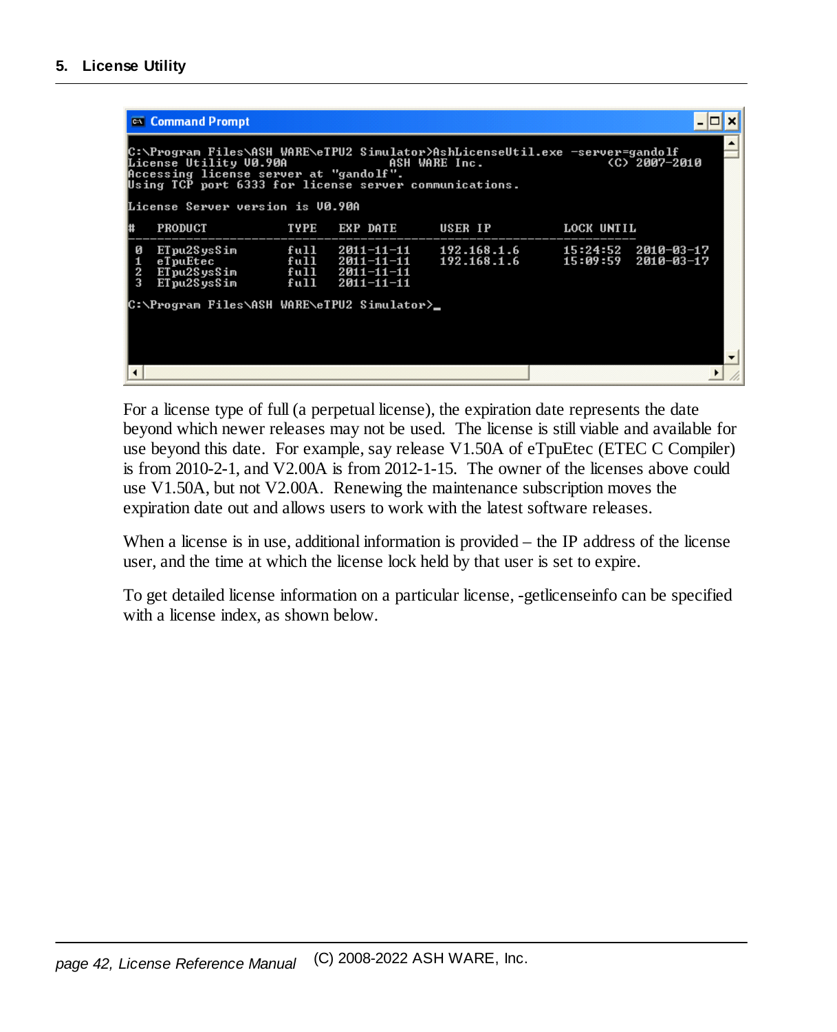```
C:\Program Files\ASH WARE\eTPU2 Simulator>AshLicenseUtil.exe -server=gandolf
License Utility V0.90A                    ASH WARE Inc.              (C) 2007-2010
Accessing license server at "gandolf".
Using TCP port 6333 for license server communications.

License Server version is V0.90A

#   PRODUCT          TYPE    EXP DATE      USER IP          LOCK UNTIL
--------------------------------------------------------------------------
 0  ETpu2SysSim      full    2011-11-11    192.168.1.6      15:24:52  2010-03-17
 1  eTpuEtec         full    2011-11-11    192.168.1.6      15:09:59  2010-03-17
 2  ETpu2SysSim      full    2011-11-11
 3  ETpu2SysSim      full    2011-11-11

C:\Program Files\ASH WARE\eTPU2 Simulator>_
```

For a license type of full (a perpetual license), the expiration date represents the date beyond which newer releases may not be used. The license is still viable and available for use beyond this date. For example, say release V1.50A of eTpuEtec (ETEC C Compiler) is from 2010-2-1, and V2.00A is from 2012-1-15. The owner of the licenses above could use V1.50A, but not V2.00A. Renewing the maintenance subscription moves the expiration date out and allows users to work with the latest software releases.

When a license is in use, additional information is provided – the IP address of the license user, and the time at which the license lock held by that user is set to expire.

To get detailed license information on a particular license, -getlicenseinfo can be specified with a license index, as shown below.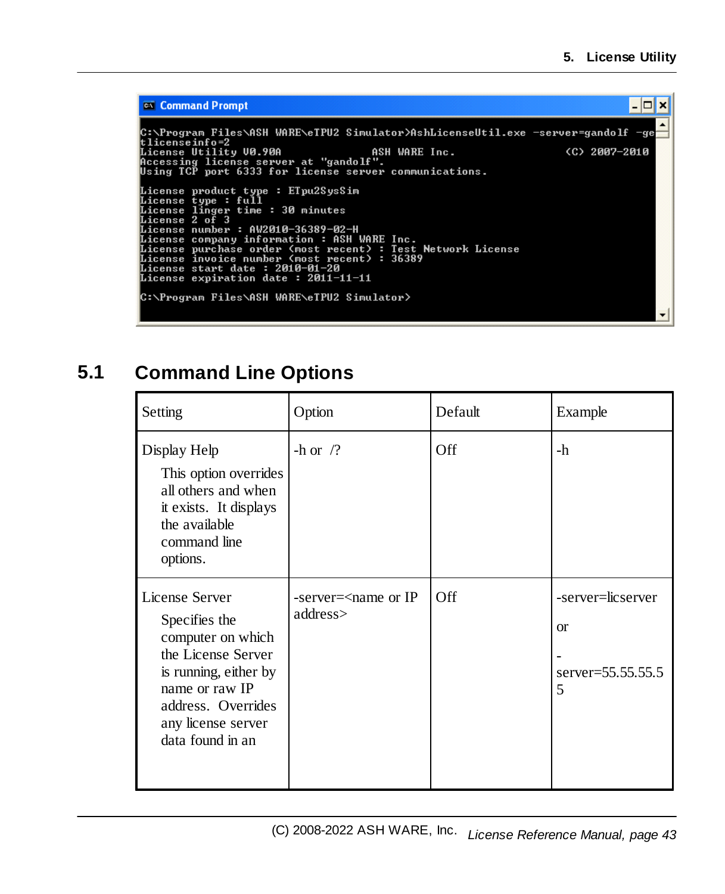```
C:\Program Files\ASH WARE\eTPU2 Simulator>AshLicenseUtil.exe -server=gandolf -ge
tlicenseinfo=2
License Utility V0.90A                ASH WARE Inc.              (C) 2007-2010
Accessing license server at "gandolf".
Using TCP port 6333 for license server communications.

License product type : ETpu2SysSim
License type : full
License linger time : 30 minutes
License 2 of 3
License number : AW2010-36389-02-H
License company information : ASH WARE Inc.
License purchase order (most recent) : Test Network License
License invoice number (most recent) : 36389
License start date : 2010-01-20
License expiration date : 2011-11-11

C:\Program Files\ASH WARE\eTPU2 Simulator>
```

## 5.1 Command Line Options

| Setting | Option | Default | Example |
|---|---|---|---|
| Display Help<br><br>This option overrides all others and when it exists. It displays the available command line options. | -h or /? | Off | -h |
| License Server<br><br>Specifies the computer on which the License Server is running, either by name or raw IP address. Overrides any license server data found in an | -server=<name or IP address> | Off | -server=licserver<br><br>or<br><br>-server=55.55.55.5 5 |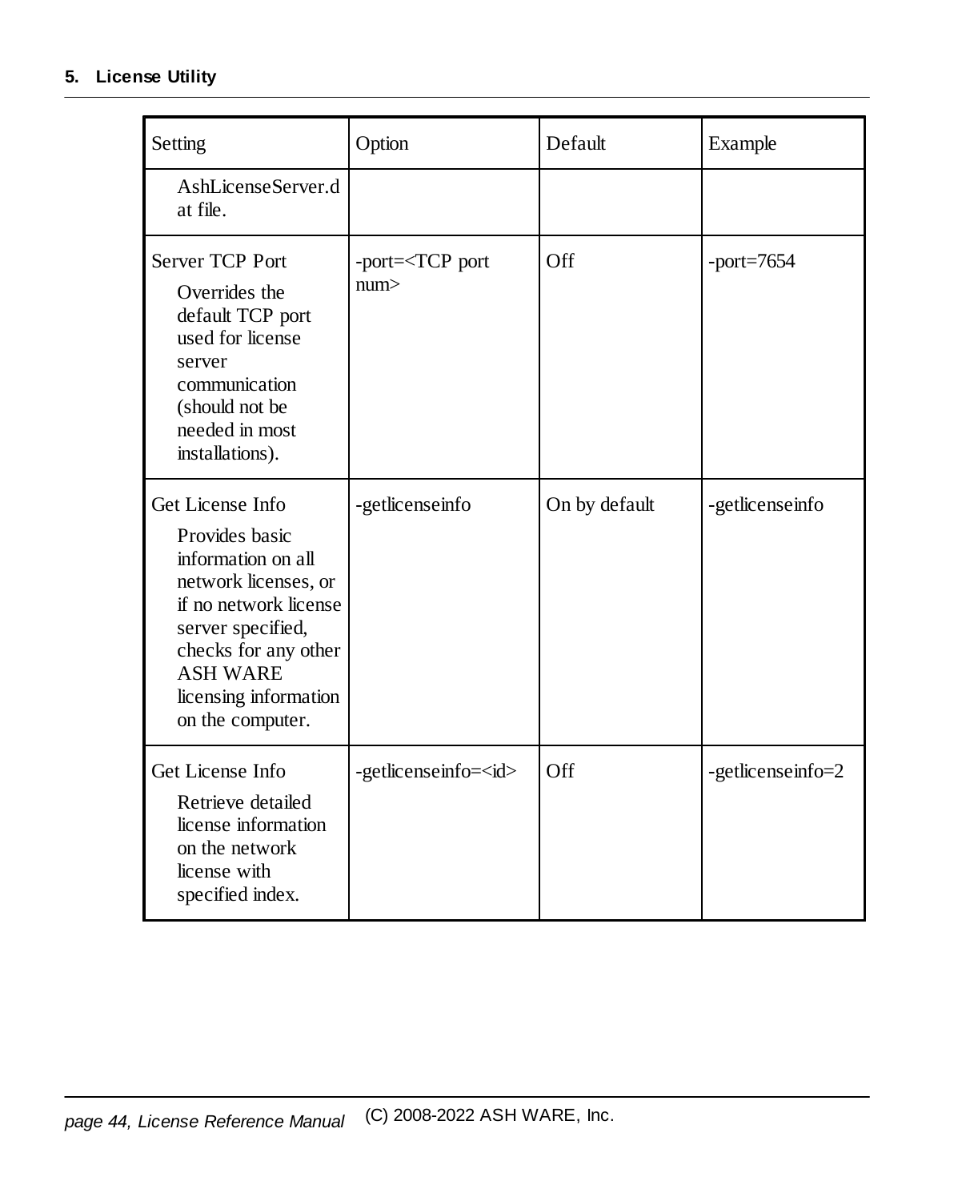| Setting | Option | Default | Example |
|---|---|---|---|
| AshLicenseServer.dat file. | | | |
| Server TCP Port<br>Overrides the default TCP port used for license server communication (should not be needed in most installations). | -port=<TCP port num> | Off | -port=7654 |
| Get License Info<br>Provides basic information on all network licenses, or if no network license server specified, checks for any other ASH WARE licensing information on the computer. | -getlicenseinfo | On by default | -getlicenseinfo |
| Get License Info<br>Retrieve detailed license information on the network license with specified index. | -getlicenseinfo=<id> | Off | -getlicenseinfo=2 |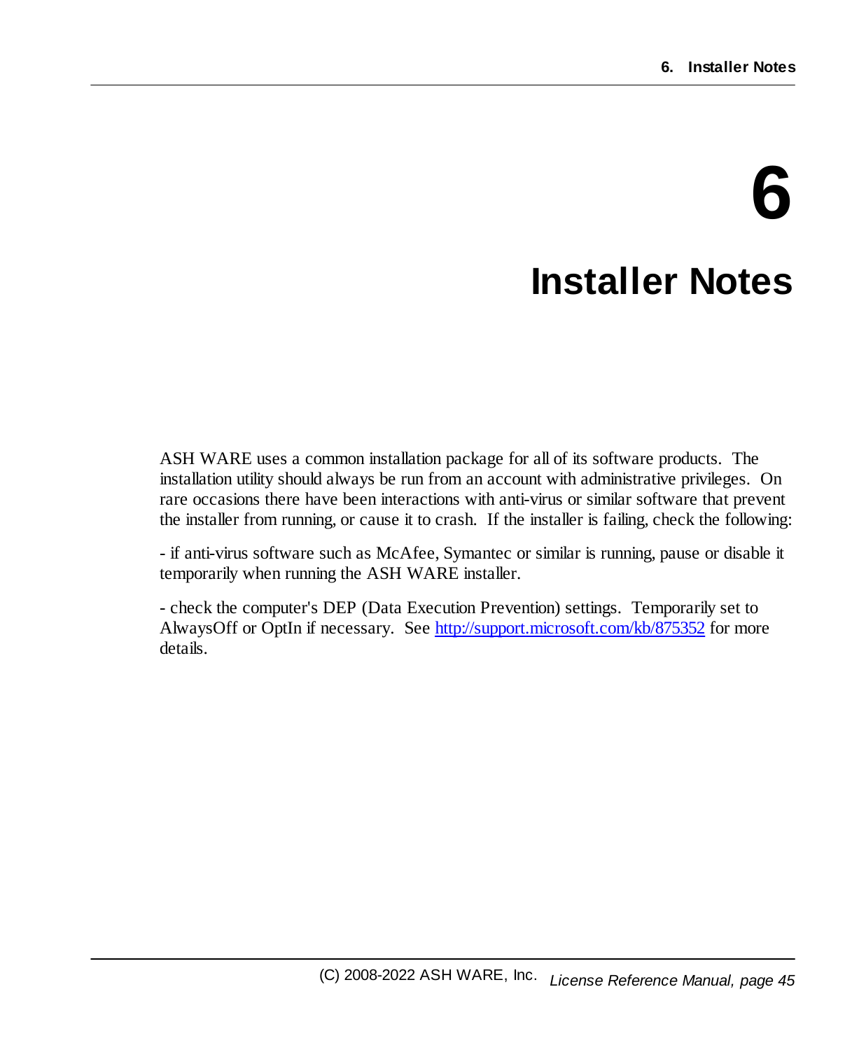# 6 Installer Notes

ASH WARE uses a common installation package for all of its software products. The installation utility should always be run from an account with administrative privileges. On rare occasions there have been interactions with anti-virus or similar software that prevent the installer from running, or cause it to crash. If the installer is failing, check the following:

- if anti-virus software such as McAfee, Symantec or similar is running, pause or disable it temporarily when running the ASH WARE installer.

- check the computer's DEP (Data Execution Prevention) settings. Temporarily set to AlwaysOff or OptIn if necessary. See [http://support.microsoft.com/kb/875352](http://support.microsoft.com/kb/875352) for more details.